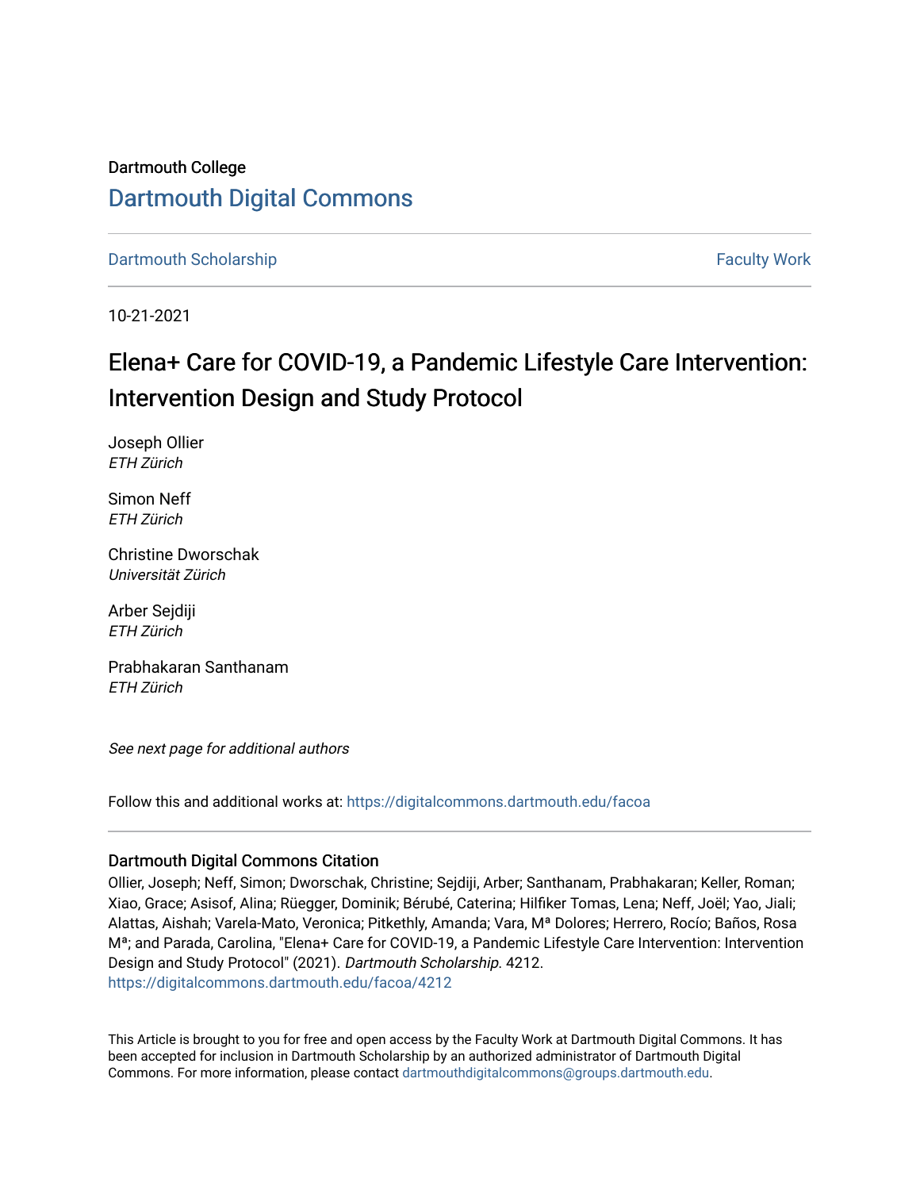Dartmouth College

# Dartmouth Digital Commons

Dartmouth Scholarship | Faculty Work

10-21-2021

# Elena+ Care for COVID-19, a Pandemic Lifestyle Care Intervention: Intervention Design and Study Protocol

Joseph Ollier
*ETH Zürich*

Simon Neff
*ETH Zürich*

Christine Dworschak
*Universität Zürich*

Arber Sejdiji
*ETH Zürich*

Prabhakaran Santhanam
*ETH Zürich*

*See next page for additional authors*

Follow this and additional works at: https://digitalcommons.dartmouth.edu/facoa

### Dartmouth Digital Commons Citation

Ollier, Joseph; Neff, Simon; Dworschak, Christine; Sejdiji, Arber; Santhanam, Prabhakaran; Keller, Roman; Xiao, Grace; Asisof, Alina; Rüegger, Dominik; Bérubé, Caterina; Hilfiker Tomas, Lena; Neff, Joël; Yao, Jiali; Alattas, Aishah; Varela-Mato, Veronica; Pitkethly, Amanda; Vara, Mª Dolores; Herrero, Rocío; Baños, Rosa Mª; and Parada, Carolina, "Elena+ Care for COVID-19, a Pandemic Lifestyle Care Intervention: Intervention Design and Study Protocol" (2021). *Dartmouth Scholarship*. 4212.
https://digitalcommons.dartmouth.edu/facoa/4212

This Article is brought to you for free and open access by the Faculty Work at Dartmouth Digital Commons. It has been accepted for inclusion in Dartmouth Scholarship by an authorized administrator of Dartmouth Digital Commons. For more information, please contact dartmouthdigitalcommons@groups.dartmouth.edu.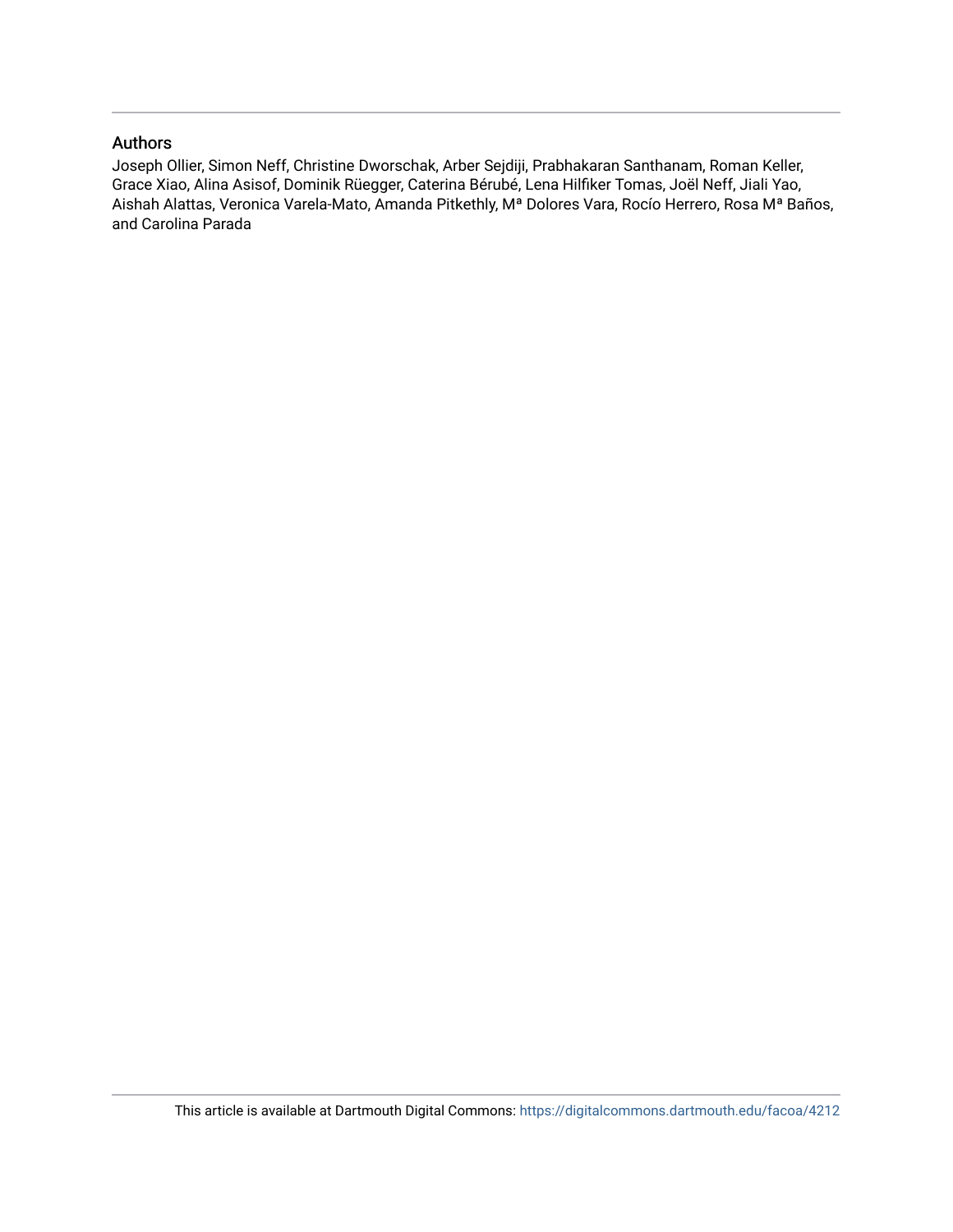## Authors

Joseph Ollier, Simon Neff, Christine Dworschak, Arber Sejdiji, Prabhakaran Santhanam, Roman Keller, Grace Xiao, Alina Asisof, Dominik Rüegger, Caterina Bérubé, Lena Hilfiker Tomas, Joël Neff, Jiali Yao, Aishah Alattas, Veronica Varela-Mato, Amanda Pitkethly, Mª Dolores Vara, Rocío Herrero, Rosa Mª Baños, and Carolina Parada

This article is available at Dartmouth Digital Commons: https://digitalcommons.dartmouth.edu/facoa/4212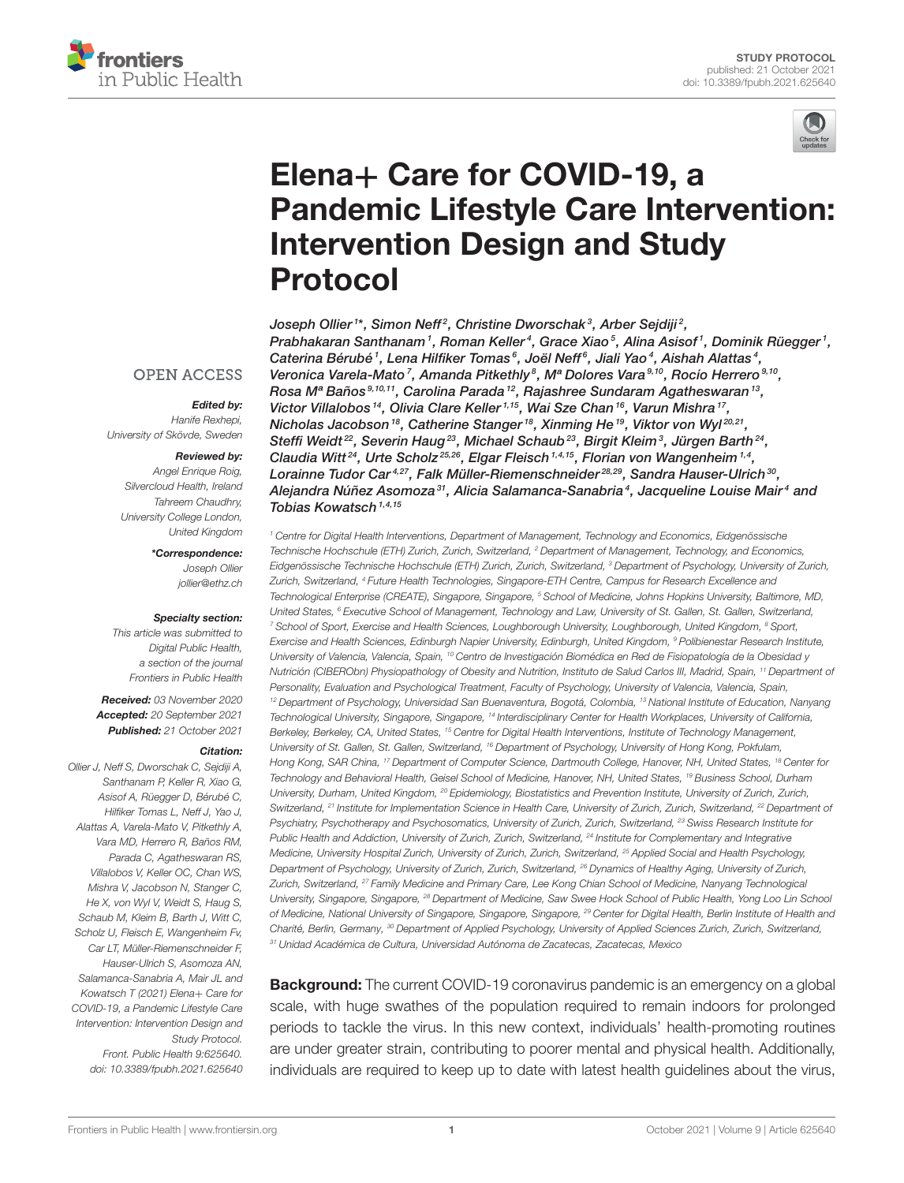# Elena+ Care for COVID-19, a Pandemic Lifestyle Care Intervention: Intervention Design and Study Protocol

*Joseph Ollier[1]\*, Simon Neff[2], Christine Dworschak[3], Arber Sejdiji[2], Prabhakaran Santhanam[1], Roman Keller[4], Grace Xiao[5], Alina Asisof[1], Dominik Rüegger[1], Caterina Bérubé[1], Lena Hilfiker Tomas[6], Joël Neff[6], Jiali Yao[4], Aishah Alattas[4], Veronica Varela-Mato[7], Amanda Pitkethly[8], Mª Dolores Vara[9,10], Rocío Herrero[9,10], Rosa Mª Baños[9,10,11], Carolina Parada[12], Rajashree Sundaram Agatheswaran[13], Victor Villalobos[14], Olivia Clare Keller[1,15], Wai Sze Chan[16], Varun Mishra[17], Nicholas Jacobson[18], Catherine Stanger[18], Xinming He[19], Viktor von Wyl[20,21], Steffi Weidt[22], Severin Haug[23], Michael Schaub[23], Birgit Kleim[3], Jürgen Barth[24], Claudia Witt[24], Urte Scholz[25,26], Elgar Fleisch[1,4,15], Florian von Wangenheim[1,4], Lorainne Tudor Car[4,27], Falk Müller-Riemenschneider[28,29], Sandra Hauser-Ulrich[30], Alejandra Núñez Asomoza[31], Alicia Salamanca-Sanabria[4], Jacqueline Louise Mair[4] and Tobias Kowatsch[1,4,15]*

[1] Centre for Digital Health Interventions, Department of Management, Technology and Economics, Eidgenössische Technische Hochschule (ETH) Zurich, Zurich, Switzerland, [2] Department of Management, Technology, and Economics, Eidgenössische Technische Hochschule (ETH) Zurich, Zurich, Switzerland, [3] Department of Psychology, University of Zurich, Zurich, Switzerland, [4] Future Health Technologies, Singapore-ETH Centre, Campus for Research Excellence and Technological Enterprise (CREATE), Singapore, Singapore, [5] School of Medicine, Johns Hopkins University, Baltimore, MD, United States, [6] Executive School of Management, Technology and Law, University of St. Gallen, St. Gallen, Switzerland, [7] School of Sport, Exercise and Health Sciences, Loughborough University, Loughborough, United Kingdom, [8] Sport, Exercise and Health Sciences, Edinburgh Napier University, Edinburgh, United Kingdom, [9] Polibienestar Research Institute, University of Valencia, Valencia, Spain, [10] Centro de Investigación Biomédica en Red de Fisiopatología de la Obesidad y Nutrición (CIBERObn) Physiopathology of Obesity and Nutrition, Instituto de Salud Carlos III, Madrid, Spain, [11] Department of Personality, Evaluation and Psychological Treatment, Faculty of Psychology, University of Valencia, Valencia, Spain, [12] Department of Psychology, Universidad San Buenaventura, Bogotá, Colombia, [13] National Institute of Education, Nanyang Technological University, Singapore, Singapore, [14] Interdisciplinary Center for Health Workplaces, University of California, Berkeley, Berkeley, CA, United States, [15] Centre for Digital Health Interventions, Institute of Technology Management, University of St. Gallen, St. Gallen, Switzerland, [16] Department of Psychology, University of Hong Kong, Pokfulam, Hong Kong, SAR China, [17] Department of Computer Science, Dartmouth College, Hanover, NH, United States, [18] Center for Technology and Behavioral Health, Geisel School of Medicine, Hanover, NH, United States, [19] Business School, Durham University, Durham, United Kingdom, [20] Epidemiology, Biostatistics and Prevention Institute, University of Zurich, Zurich, Switzerland, [21] Institute for Implementation Science in Health Care, University of Zurich, Zurich, Switzerland, [22] Department of Psychiatry, Psychotherapy and Psychosomatics, University of Zurich, Zurich, Switzerland, [23] Swiss Research Institute for Public Health and Addiction, University of Zurich, Zurich, Switzerland, [24] Institute for Complementary and Integrative Medicine, University Hospital Zurich, University of Zurich, Zurich, Switzerland, [25] Applied Social and Health Psychology, Department of Psychology, University of Zurich, Zurich, Switzerland, [26] Dynamics of Healthy Aging, University of Zurich, Zurich, Switzerland, [27] Family Medicine and Primary Care, Lee Kong Chian School of Medicine, Nanyang Technological University, Singapore, Singapore, [28] Department of Medicine, Saw Swee Hock School of Public Health, Yong Loo Lin School of Medicine, National University of Singapore, Singapore, Singapore, [29] Center for Digital Health, Berlin Institute of Health and Charité, Berlin, Germany, [30] Department of Applied Psychology, University of Applied Sciences Zurich, Zurich, Switzerland, [31] Unidad Académica de Cultura, Universidad Autónoma de Zacatecas, Zacatecas, Mexico

OPEN ACCESS

*Edited by:*
Hanife Rexhepi,
University of Skövde, Sweden

*Reviewed by:*
Angel Enrique Roig,
Silvercloud Health, Ireland
Tahreem Chaudhry,
University College London,
United Kingdom

*\*Correspondence:*
Joseph Ollier
jollier@ethz.ch

*Specialty section:*
This article was submitted to
Digital Public Health,
a section of the journal
Frontiers in Public Health

*Received:* 03 November 2020
*Accepted:* 20 September 2021
*Published:* 21 October 2021

*Citation:*
Ollier J, Neff S, Dworschak C, Sejdiji A, Santhanam P, Keller R, Xiao G, Asisof A, Rüegger D, Bérubé C, Hilfiker Tomas L, Neff J, Yao J, Alattas A, Varela-Mato V, Pitkethly A, Vara MD, Herrero R, Baños RM, Parada C, Agatheswaran RS, Villalobos V, Keller OC, Chan WS, Mishra V, Jacobson N, Stanger C, He X, von Wyl V, Weidt S, Haug S, Schaub M, Kleim B, Barth J, Witt C, Scholz U, Fleisch E, Wangenheim Fv, Car LT, Müller-Riemenschneider F, Hauser-Ulrich S, Asomoza AN, Salamanca-Sanabria A, Mair JL and Kowatsch T (2021) Elena+ Care for COVID-19, a Pandemic Lifestyle Care Intervention: Intervention Design and Study Protocol.
Front. Public Health 9:625640.
doi: 10.3389/fpubh.2021.625640

**Background:** The current COVID-19 coronavirus pandemic is an emergency on a global scale, with huge swathes of the population required to remain indoors for prolonged periods to tackle the virus. In this new context, individuals' health-promoting routines are under greater strain, contributing to poorer mental and physical health. Additionally, individuals are required to keep up to date with latest health guidelines about the virus,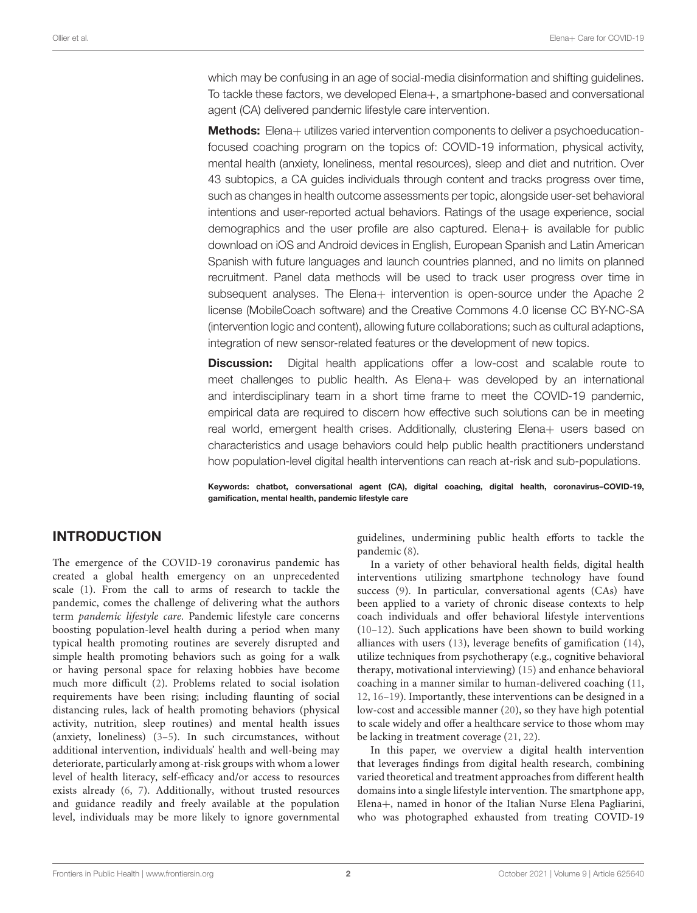which may be confusing in an age of social-media disinformation and shifting guidelines. To tackle these factors, we developed Elena+, a smartphone-based and conversational agent (CA) delivered pandemic lifestyle care intervention.

**Methods:** Elena+ utilizes varied intervention components to deliver a psychoeducation-focused coaching program on the topics of: COVID-19 information, physical activity, mental health (anxiety, loneliness, mental resources), sleep and diet and nutrition. Over 43 subtopics, a CA guides individuals through content and tracks progress over time, such as changes in health outcome assessments per topic, alongside user-set behavioral intentions and user-reported actual behaviors. Ratings of the usage experience, social demographics and the user profile are also captured. Elena+ is available for public download on iOS and Android devices in English, European Spanish and Latin American Spanish with future languages and launch countries planned, and no limits on planned recruitment. Panel data methods will be used to track user progress over time in subsequent analyses. The Elena+ intervention is open-source under the Apache 2 license (MobileCoach software) and the Creative Commons 4.0 license CC BY-NC-SA (intervention logic and content), allowing future collaborations; such as cultural adaptions, integration of new sensor-related features or the development of new topics.

**Discussion:** Digital health applications offer a low-cost and scalable route to meet challenges to public health. As Elena+ was developed by an international and interdisciplinary team in a short time frame to meet the COVID-19 pandemic, empirical data are required to discern how effective such solutions can be in meeting real world, emergent health crises. Additionally, clustering Elena+ users based on characteristics and usage behaviors could help public health practitioners understand how population-level digital health interventions can reach at-risk and sub-populations.

**Keywords: chatbot, conversational agent (CA), digital coaching, digital health, coronavirus–COVID-19, gamification, mental health, pandemic lifestyle care**

## INTRODUCTION

The emergence of the COVID-19 coronavirus pandemic has created a global health emergency on an unprecedented scale (1). From the call to arms of research to tackle the pandemic, comes the challenge of delivering what the authors term *pandemic lifestyle care*. Pandemic lifestyle care concerns boosting population-level health during a period when many typical health promoting routines are severely disrupted and simple health promoting behaviors such as going for a walk or having personal space for relaxing hobbies have become much more difficult (2). Problems related to social isolation requirements have been rising; including flaunting of social distancing rules, lack of health promoting behaviors (physical activity, nutrition, sleep routines) and mental health issues (anxiety, loneliness) (3–5). In such circumstances, without additional intervention, individuals' health and well-being may deteriorate, particularly among at-risk groups with whom a lower level of health literacy, self-efficacy and/or access to resources exists already (6, 7). Additionally, without trusted resources and guidance readily and freely available at the population level, individuals may be more likely to ignore governmental guidelines, undermining public health efforts to tackle the pandemic (8).

In a variety of other behavioral health fields, digital health interventions utilizing smartphone technology have found success (9). In particular, conversational agents (CAs) have been applied to a variety of chronic disease contexts to help coach individuals and offer behavioral lifestyle interventions (10–12). Such applications have been shown to build working alliances with users (13), leverage benefits of gamification (14), utilize techniques from psychotherapy (e.g., cognitive behavioral therapy, motivational interviewing) (15) and enhance behavioral coaching in a manner similar to human-delivered coaching (11, 12, 16–19). Importantly, these interventions can be designed in a low-cost and accessible manner (20), so they have high potential to scale widely and offer a healthcare service to those whom may be lacking in treatment coverage (21, 22).

In this paper, we overview a digital health intervention that leverages findings from digital health research, combining varied theoretical and treatment approaches from different health domains into a single lifestyle intervention. The smartphone app, Elena+, named in honor of the Italian Nurse Elena Pagliarini, who was photographed exhausted from treating COVID-19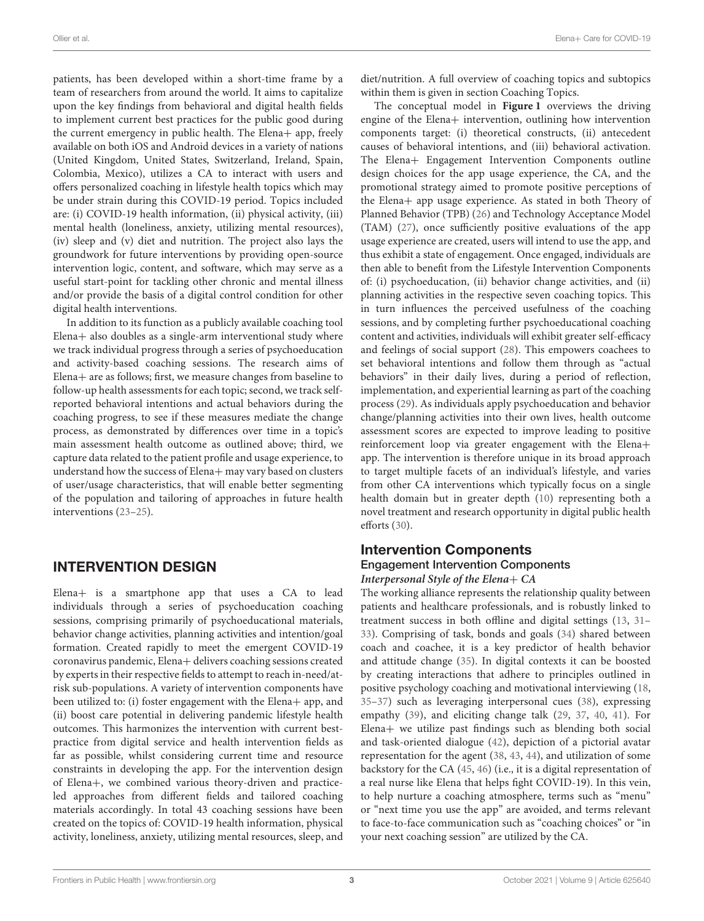patients, has been developed within a short-time frame by a team of researchers from around the world. It aims to capitalize upon the key findings from behavioral and digital health fields to implement current best practices for the public good during the current emergency in public health. The Elena+ app, freely available on both iOS and Android devices in a variety of nations (United Kingdom, United States, Switzerland, Ireland, Spain, Colombia, Mexico), utilizes a CA to interact with users and offers personalized coaching in lifestyle health topics which may be under strain during this COVID-19 period. Topics included are: (i) COVID-19 health information, (ii) physical activity, (iii) mental health (loneliness, anxiety, utilizing mental resources), (iv) sleep and (v) diet and nutrition. The project also lays the groundwork for future interventions by providing open-source intervention logic, content, and software, which may serve as a useful start-point for tackling other chronic and mental illness and/or provide the basis of a digital control condition for other digital health interventions.

In addition to its function as a publicly available coaching tool Elena+ also doubles as a single-arm interventional study where we track individual progress through a series of psychoeducation and activity-based coaching sessions. The research aims of Elena+ are as follows; first, we measure changes from baseline to follow-up health assessments for each topic; second, we track self-reported behavioral intentions and actual behaviors during the coaching progress, to see if these measures mediate the change process, as demonstrated by differences over time in a topic's main assessment health outcome as outlined above; third, we capture data related to the patient profile and usage experience, to understand how the success of Elena+ may vary based on clusters of user/usage characteristics, that will enable better segmenting of the population and tailoring of approaches in future health interventions (23–25).

## INTERVENTION DESIGN

Elena+ is a smartphone app that uses a CA to lead individuals through a series of psychoeducation coaching sessions, comprising primarily of psychoeducational materials, behavior change activities, planning activities and intention/goal formation. Created rapidly to meet the emergent COVID-19 coronavirus pandemic, Elena+ delivers coaching sessions created by experts in their respective fields to attempt to reach in-need/at-risk sub-populations. A variety of intervention components have been utilized to: (i) foster engagement with the Elena+ app, and (ii) boost care potential in delivering pandemic lifestyle health outcomes. This harmonizes the intervention with current best-practice from digital service and health intervention fields as far as possible, whilst considering current time and resource constraints in developing the app. For the intervention design of Elena+, we combined various theory-driven and practice-led approaches from different fields and tailored coaching materials accordingly. In total 43 coaching sessions have been created on the topics of: COVID-19 health information, physical activity, loneliness, anxiety, utilizing mental resources, sleep, and diet/nutrition. A full overview of coaching topics and subtopics within them is given in section Coaching Topics.

The conceptual model in **Figure 1** overviews the driving engine of the Elena+ intervention, outlining how intervention components target: (i) theoretical constructs, (ii) antecedent causes of behavioral intentions, and (iii) behavioral activation. The Elena+ Engagement Intervention Components outline design choices for the app usage experience, the CA, and the promotional strategy aimed to promote positive perceptions of the Elena+ app usage experience. As stated in both Theory of Planned Behavior (TPB) (26) and Technology Acceptance Model (TAM) (27), once sufficiently positive evaluations of the app usage experience are created, users will intend to use the app, and thus exhibit a state of engagement. Once engaged, individuals are then able to benefit from the Lifestyle Intervention Components of: (i) psychoeducation, (ii) behavior change activities, and (ii) planning activities in the respective seven coaching topics. This in turn influences the perceived usefulness of the coaching sessions, and by completing further psychoeducational coaching content and activities, individuals will exhibit greater self-efficacy and feelings of social support (28). This empowers coachees to set behavioral intentions and follow them through as "actual behaviors" in their daily lives, during a period of reflection, implementation, and experiential learning as part of the coaching process (29). As individuals apply psychoeducation and behavior change/planning activities into their own lives, health outcome assessment scores are expected to improve leading to positive reinforcement loop via greater engagement with the Elena+ app. The intervention is therefore unique in its broad approach to target multiple facets of an individual's lifestyle, and varies from other CA interventions which typically focus on a single health domain but in greater depth (10) representing both a novel treatment and research opportunity in digital public health efforts (30).

## Intervention Components

### Engagement Intervention Components

#### *Interpersonal Style of the Elena+ CA*

The working alliance represents the relationship quality between patients and healthcare professionals, and is robustly linked to treatment success in both offline and digital settings (13, 31–33). Comprising of task, bonds and goals (34) shared between coach and coachee, it is a key predictor of health behavior and attitude change (35). In digital contexts it can be boosted by creating interactions that adhere to principles outlined in positive psychology coaching and motivational interviewing (18, 35–37) such as leveraging interpersonal cues (38), expressing empathy (39), and eliciting change talk (29, 37, 40, 41). For Elena+ we utilize past findings such as blending both social and task-oriented dialogue (42), depiction of a pictorial avatar representation for the agent (38, 43, 44), and utilization of some backstory for the CA (45, 46) (i.e., it is a digital representation of a real nurse like Elena that helps fight COVID-19). In this vein, to help nurture a coaching atmosphere, terms such as "menu" or "next time you use the app" are avoided, and terms relevant to face-to-face communication such as "coaching choices" or "in your next coaching session" are utilized by the CA.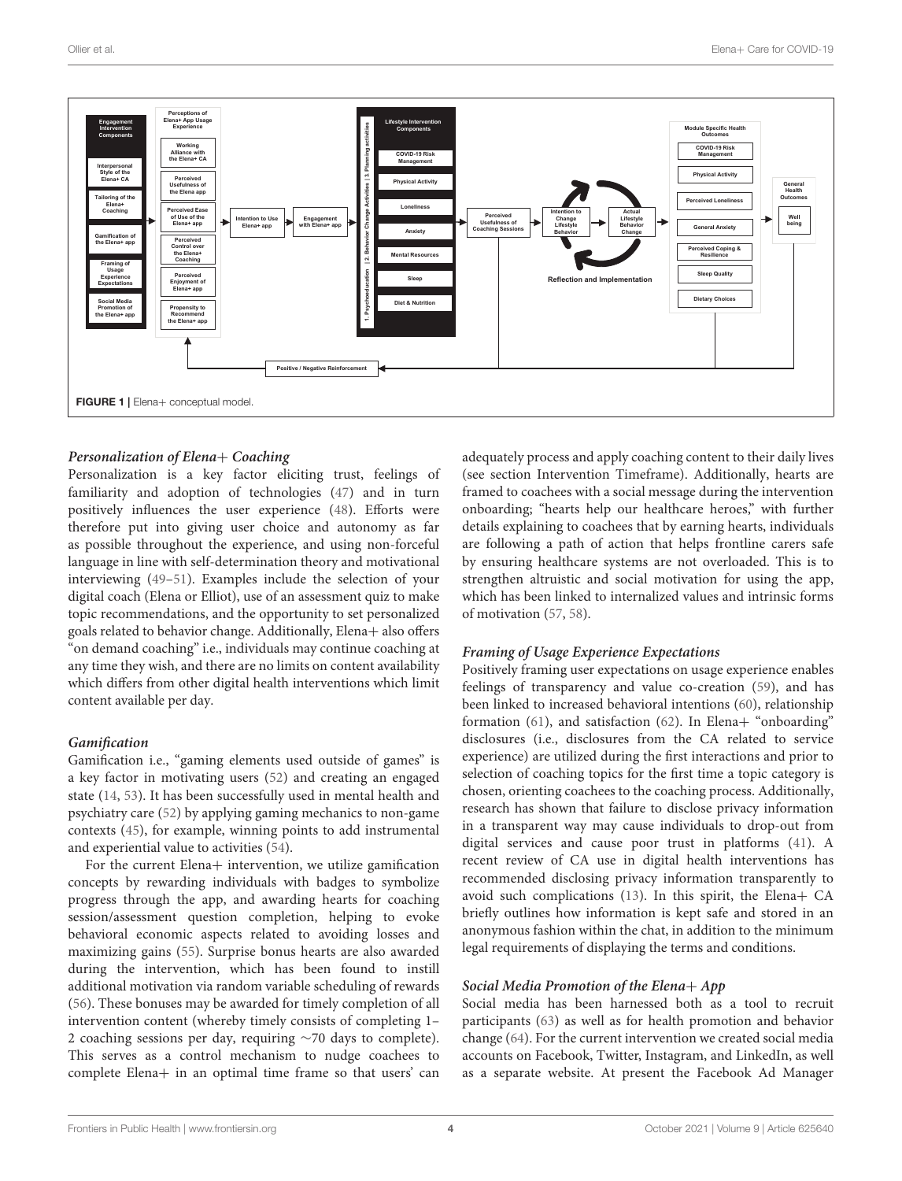FIGURE 1 | Elena+ conceptual model.

### Personalization of Elena+ Coaching

Personalization is a key factor eliciting trust, feelings of familiarity and adoption of technologies (47) and in turn positively influences the user experience (48). Efforts were therefore put into giving user choice and autonomy as far as possible throughout the experience, and using non-forceful language in line with self-determination theory and motivational interviewing (49–51). Examples include the selection of your digital coach (Elena or Elliot), use of an assessment quiz to make topic recommendations, and the opportunity to set personalized goals related to behavior change. Additionally, Elena+ also offers "on demand coaching" i.e., individuals may continue coaching at any time they wish, and there are no limits on content availability which differs from other digital health interventions which limit content available per day.

### Gamification

Gamification i.e., "gaming elements used outside of games" is a key factor in motivating users (52) and creating an engaged state (14, 53). It has been successfully used in mental health and psychiatry care (52) by applying gaming mechanics to non-game contexts (45), for example, winning points to add instrumental and experiential value to activities (54).

For the current Elena+ intervention, we utilize gamification concepts by rewarding individuals with badges to symbolize progress through the app, and awarding hearts for coaching session/assessment question completion, helping to evoke behavioral economic aspects related to avoiding losses and maximizing gains (55). Surprise bonus hearts are also awarded during the intervention, which has been found to instill additional motivation via random variable scheduling of rewards (56). These bonuses may be awarded for timely completion of all intervention content (whereby timely consists of completing 1–2 coaching sessions per day, requiring ∼70 days to complete). This serves as a control mechanism to nudge coachees to complete Elena+ in an optimal time frame so that users' can adequately process and apply coaching content to their daily lives (see section Intervention Timeframe). Additionally, hearts are framed to coachees with a social message during the intervention onboarding; "hearts help our healthcare heroes," with further details explaining to coachees that by earning hearts, individuals are following a path of action that helps frontline carers safe by ensuring healthcare systems are not overloaded. This is to strengthen altruistic and social motivation for using the app, which has been linked to internalized values and intrinsic forms of motivation (57, 58).

### Framing of Usage Experience Expectations

Positively framing user expectations on usage experience enables feelings of transparency and value co-creation (59), and has been linked to increased behavioral intentions (60), relationship formation (61), and satisfaction (62). In Elena+ "onboarding" disclosures (i.e., disclosures from the CA related to service experience) are utilized during the first interactions and prior to selection of coaching topics for the first time a topic category is chosen, orienting coachees to the coaching process. Additionally, research has shown that failure to disclose privacy information in a transparent way may cause individuals to drop-out from digital services and cause poor trust in platforms (41). A recent review of CA use in digital health interventions has recommended disclosing privacy information transparently to avoid such complications (13). In this spirit, the Elena+ CA briefly outlines how information is kept safe and stored in an anonymous fashion within the chat, in addition to the minimum legal requirements of displaying the terms and conditions.

### Social Media Promotion of the Elena+ App

Social media has been harnessed both as a tool to recruit participants (63) as well as for health promotion and behavior change (64). For the current intervention we created social media accounts on Facebook, Twitter, Instagram, and LinkedIn, as well as a separate website. At present the Facebook Ad Manager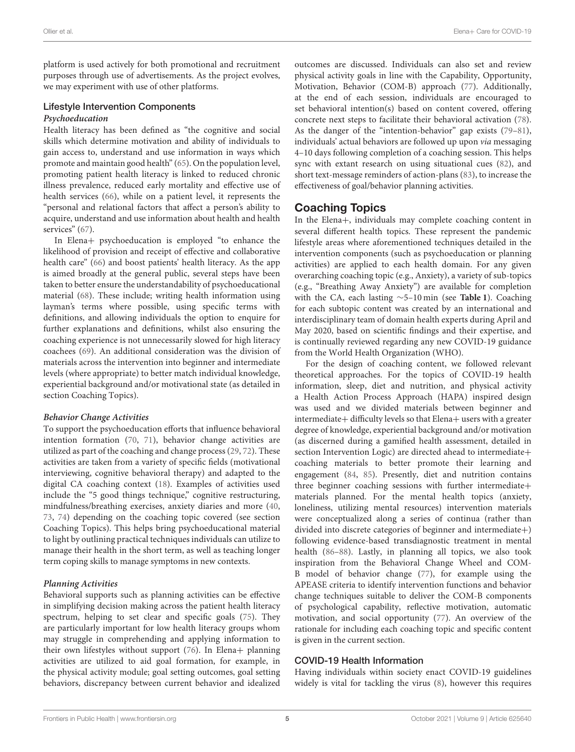platform is used actively for both promotional and recruitment purposes through use of advertisements. As the project evolves, we may experiment with use of other platforms.

### Lifestyle Intervention Components

#### *Psychoeducation*

Health literacy has been defined as "the cognitive and social skills which determine motivation and ability of individuals to gain access to, understand and use information in ways which promote and maintain good health" (65). On the population level, promoting patient health literacy is linked to reduced chronic illness prevalence, reduced early mortality and effective use of health services (66), while on a patient level, it represents the "personal and relational factors that affect a person's ability to acquire, understand and use information about health and health services" (67).

In Elena+ psychoeducation is employed "to enhance the likelihood of provision and receipt of effective and collaborative health care" (66) and boost patients' health literacy. As the app is aimed broadly at the general public, several steps have been taken to better ensure the understandability of psychoeducational material (68). These include; writing health information using layman's terms where possible, using specific terms with definitions, and allowing individuals the option to enquire for further explanations and definitions, whilst also ensuring the coaching experience is not unnecessarily slowed for high literacy coachees (69). An additional consideration was the division of materials across the intervention into beginner and intermediate levels (where appropriate) to better match individual knowledge, experiential background and/or motivational state (as detailed in section Coaching Topics).

#### *Behavior Change Activities*

To support the psychoeducation efforts that influence behavioral intention formation (70, 71), behavior change activities are utilized as part of the coaching and change process (29, 72). These activities are taken from a variety of specific fields (motivational interviewing, cognitive behavioral therapy) and adapted to the digital CA coaching context (18). Examples of activities used include the "5 good things technique," cognitive restructuring, mindfulness/breathing exercises, anxiety diaries and more (40, 73, 74) depending on the coaching topic covered (see section Coaching Topics). This helps bring psychoeducational material to light by outlining practical techniques individuals can utilize to manage their health in the short term, as well as teaching longer term coping skills to manage symptoms in new contexts.

#### *Planning Activities*

Behavioral supports such as planning activities can be effective in simplifying decision making across the patient health literacy spectrum, helping to set clear and specific goals (75). They are particularly important for low health literacy groups whom may struggle in comprehending and applying information to their own lifestyles without support (76). In Elena+ planning activities are utilized to aid goal formation, for example, in the physical activity module; goal setting outcomes, goal setting behaviors, discrepancy between current behavior and idealized outcomes are discussed. Individuals can also set and review physical activity goals in line with the Capability, Opportunity, Motivation, Behavior (COM-B) approach (77). Additionally, at the end of each session, individuals are encouraged to set behavioral intention(s) based on content covered, offering concrete next steps to facilitate their behavioral activation (78). As the danger of the "intention-behavior" gap exists (79–81), individuals' actual behaviors are followed up upon *via* messaging 4–10 days following completion of a coaching session. This helps sync with extant research on using situational cues (82), and short text-message reminders of action-plans (83), to increase the effectiveness of goal/behavior planning activities.

## Coaching Topics

In the Elena+, individuals may complete coaching content in several different health topics. These represent the pandemic lifestyle areas where aforementioned techniques detailed in the intervention components (such as psychoeducation or planning activities) are applied to each health domain. For any given overarching coaching topic (e.g., Anxiety), a variety of sub-topics (e.g., "Breathing Away Anxiety") are available for completion with the CA, each lasting ∼5–10 min (see **Table 1**). Coaching for each subtopic content was created by an international and interdisciplinary team of domain health experts during April and May 2020, based on scientific findings and their expertise, and is continually reviewed regarding any new COVID-19 guidance from the World Health Organization (WHO).

For the design of coaching content, we followed relevant theoretical approaches. For the topics of COVID-19 health information, sleep, diet and nutrition, and physical activity a Health Action Process Approach (HAPA) inspired design was used and we divided materials between beginner and intermediate+ difficulty levels so that Elena+ users with a greater degree of knowledge, experiential background and/or motivation (as discerned during a gamified health assessment, detailed in section Intervention Logic) are directed ahead to intermediate+ coaching materials to better promote their learning and engagement (84, 85). Presently, diet and nutrition contains three beginner coaching sessions with further intermediate+ materials planned. For the mental health topics (anxiety, loneliness, utilizing mental resources) intervention materials were conceptualized along a series of continua (rather than divided into discrete categories of beginner and intermediate+) following evidence-based transdiagnostic treatment in mental health (86–88). Lastly, in planning all topics, we also took inspiration from the Behavioral Change Wheel and COM-B model of behavior change (77), for example using the APEASE criteria to identify intervention functions and behavior change techniques suitable to deliver the COM-B components of psychological capability, reflective motivation, automatic motivation, and social opportunity (77). An overview of the rationale for including each coaching topic and specific content is given in the current section.

### COVID-19 Health Information

Having individuals within society enact COVID-19 guidelines widely is vital for tackling the virus (8), however this requires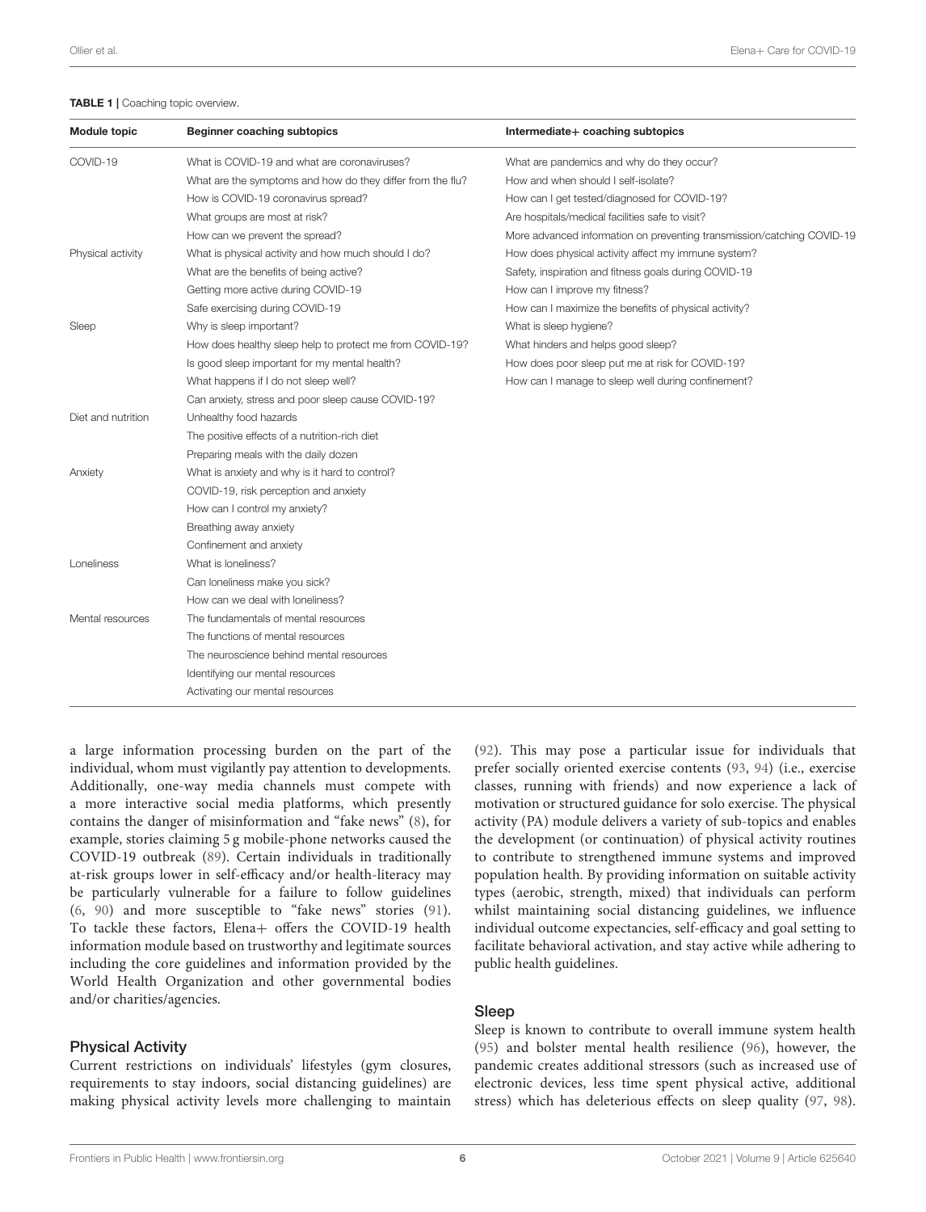**TABLE 1** | Coaching topic overview.

| Module topic | Beginner coaching subtopics | Intermediate+ coaching subtopics |
|---|---|---|
| COVID-19 | What is COVID-19 and what are coronaviruses? | What are pandemics and why do they occur? |
| | What are the symptoms and how do they differ from the flu? | How and when should I self-isolate? |
| | How is COVID-19 coronavirus spread? | How can I get tested/diagnosed for COVID-19? |
| | What groups are most at risk? | Are hospitals/medical facilities safe to visit? |
| | How can we prevent the spread? | More advanced information on preventing transmission/catching COVID-19 |
| Physical activity | What is physical activity and how much should I do? | How does physical activity affect my immune system? |
| | What are the benefits of being active? | Safety, inspiration and fitness goals during COVID-19 |
| | Getting more active during COVID-19 | How can I improve my fitness? |
| | Safe exercising during COVID-19 | How can I maximize the benefits of physical activity? |
| Sleep | Why is sleep important? | What is sleep hygiene? |
| | How does healthy sleep help to protect me from COVID-19? | What hinders and helps good sleep? |
| | Is good sleep important for my mental health? | How does poor sleep put me at risk for COVID-19? |
| | What happens if I do not sleep well? | How can I manage to sleep well during confinement? |
| | Can anxiety, stress and poor sleep cause COVID-19? | |
| Diet and nutrition | Unhealthy food hazards | |
| | The positive effects of a nutrition-rich diet | |
| | Preparing meals with the daily dozen | |
| Anxiety | What is anxiety and why is it hard to control? | |
| | COVID-19, risk perception and anxiety | |
| | How can I control my anxiety? | |
| | Breathing away anxiety | |
| | Confinement and anxiety | |
| Loneliness | What is loneliness? | |
| | Can loneliness make you sick? | |
| | How can we deal with loneliness? | |
| Mental resources | The fundamentals of mental resources | |
| | The functions of mental resources | |
| | The neuroscience behind mental resources | |
| | Identifying our mental resources | |
| | Activating our mental resources | |

a large information processing burden on the part of the individual, whom must vigilantly pay attention to developments. Additionally, one-way media channels must compete with a more interactive social media platforms, which presently contains the danger of misinformation and "fake news" (8), for example, stories claiming 5 g mobile-phone networks caused the COVID-19 outbreak (89). Certain individuals in traditionally at-risk groups lower in self-efficacy and/or health-literacy may be particularly vulnerable for a failure to follow guidelines (6, 90) and more susceptible to "fake news" stories (91). To tackle these factors, Elena+ offers the COVID-19 health information module based on trustworthy and legitimate sources including the core guidelines and information provided by the World Health Organization and other governmental bodies and/or charities/agencies.

## Physical Activity

Current restrictions on individuals' lifestyles (gym closures, requirements to stay indoors, social distancing guidelines) are making physical activity levels more challenging to maintain (92). This may pose a particular issue for individuals that prefer socially oriented exercise contents (93, 94) (i.e., exercise classes, running with friends) and now experience a lack of motivation or structured guidance for solo exercise. The physical activity (PA) module delivers a variety of sub-topics and enables the development (or continuation) of physical activity routines to contribute to strengthened immune systems and improved population health. By providing information on suitable activity types (aerobic, strength, mixed) that individuals can perform whilst maintaining social distancing guidelines, we influence individual outcome expectancies, self-efficacy and goal setting to facilitate behavioral activation, and stay active while adhering to public health guidelines.

## Sleep

Sleep is known to contribute to overall immune system health (95) and bolster mental health resilience (96), however, the pandemic creates additional stressors (such as increased use of electronic devices, less time spent physical active, additional stress) which has deleterious effects on sleep quality (97, 98).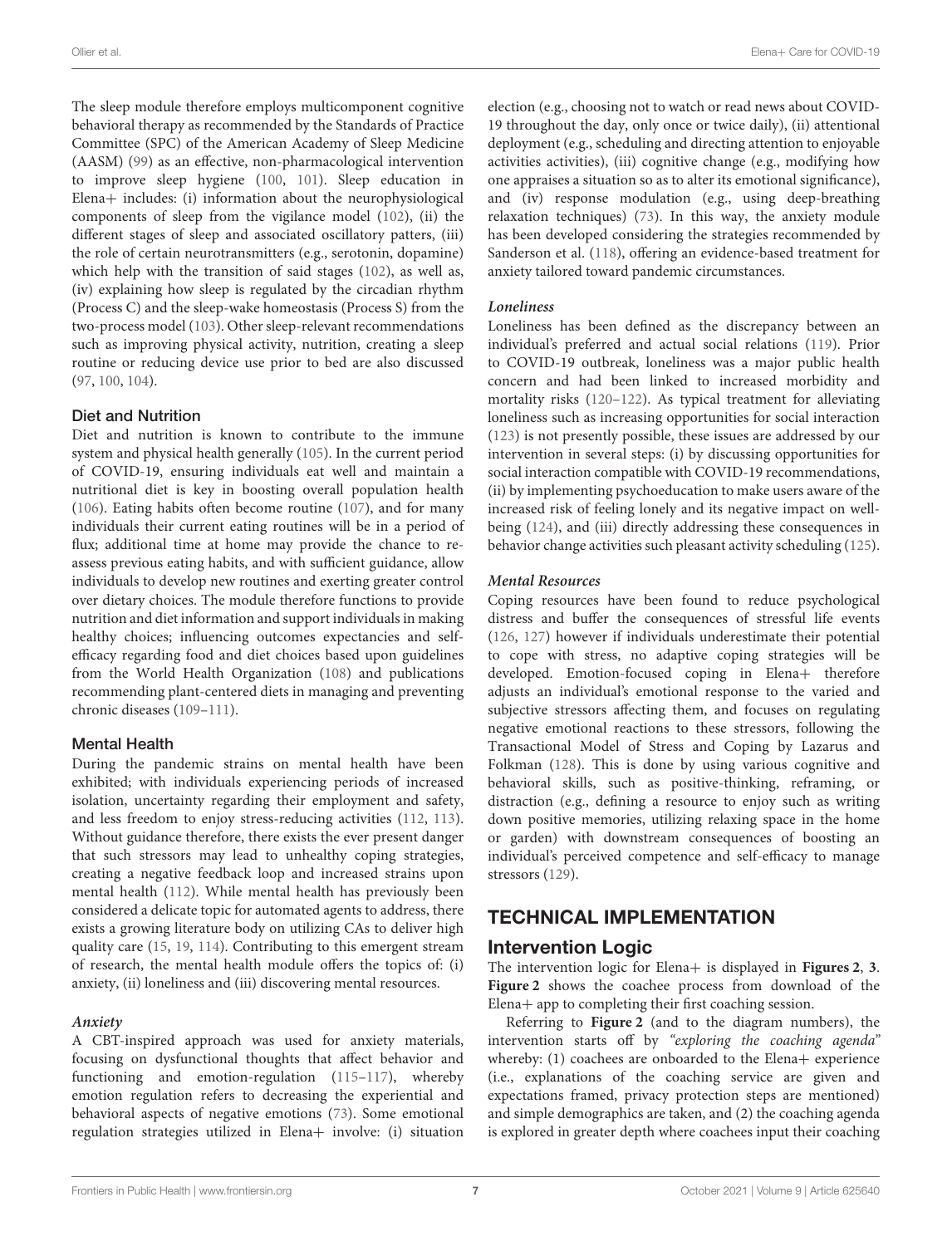The sleep module therefore employs multicomponent cognitive behavioral therapy as recommended by the Standards of Practice Committee (SPC) of the American Academy of Sleep Medicine (AASM) (99) as an effective, non-pharmacological intervention to improve sleep hygiene (100, 101). Sleep education in Elena+ includes: (i) information about the neurophysiological components of sleep from the vigilance model (102), (ii) the different stages of sleep and associated oscillatory patters, (iii) the role of certain neurotransmitters (e.g., serotonin, dopamine) which help with the transition of said stages (102), as well as, (iv) explaining how sleep is regulated by the circadian rhythm (Process C) and the sleep-wake homeostasis (Process S) from the two-process model (103). Other sleep-relevant recommendations such as improving physical activity, nutrition, creating a sleep routine or reducing device use prior to bed are also discussed (97, 100, 104).

### Diet and Nutrition

Diet and nutrition is known to contribute to the immune system and physical health generally (105). In the current period of COVID-19, ensuring individuals eat well and maintain a nutritional diet is key in boosting overall population health (106). Eating habits often become routine (107), and for many individuals their current eating routines will be in a period of flux; additional time at home may provide the chance to re-assess previous eating habits, and with sufficient guidance, allow individuals to develop new routines and exerting greater control over dietary choices. The module therefore functions to provide nutrition and diet information and support individuals in making healthy choices; influencing outcomes expectancies and self-efficacy regarding food and diet choices based upon guidelines from the World Health Organization (108) and publications recommending plant-centered diets in managing and preventing chronic diseases (109–111).

### Mental Health

During the pandemic strains on mental health have been exhibited; with individuals experiencing periods of increased isolation, uncertainty regarding their employment and safety, and less freedom to enjoy stress-reducing activities (112, 113). Without guidance therefore, there exists the ever present danger that such stressors may lead to unhealthy coping strategies, creating a negative feedback loop and increased strains upon mental health (112). While mental health has previously been considered a delicate topic for automated agents to address, there exists a growing literature body on utilizing CAs to deliver high quality care (15, 19, 114). Contributing to this emergent stream of research, the mental health module offers the topics of: (i) anxiety, (ii) loneliness and (iii) discovering mental resources.

#### *Anxiety*

A CBT-inspired approach was used for anxiety materials, focusing on dysfunctional thoughts that affect behavior and functioning and emotion-regulation (115–117), whereby emotion regulation refers to decreasing the experiential and behavioral aspects of negative emotions (73). Some emotional regulation strategies utilized in Elena+ involve: (i) situation election (e.g., choosing not to watch or read news about COVID-19 throughout the day, only once or twice daily), (ii) attentional deployment (e.g., scheduling and directing attention to enjoyable activities activities), (iii) cognitive change (e.g., modifying how one appraises a situation so as to alter its emotional significance), and (iv) response modulation (e.g., using deep-breathing relaxation techniques) (73). In this way, the anxiety module has been developed considering the strategies recommended by Sanderson et al. (118), offering an evidence-based treatment for anxiety tailored toward pandemic circumstances.

#### *Loneliness*

Loneliness has been defined as the discrepancy between an individual's preferred and actual social relations (119). Prior to COVID-19 outbreak, loneliness was a major public health concern and had been linked to increased morbidity and mortality risks (120–122). As typical treatment for alleviating loneliness such as increasing opportunities for social interaction (123) is not presently possible, these issues are addressed by our intervention in several steps: (i) by discussing opportunities for social interaction compatible with COVID-19 recommendations, (ii) by implementing psychoeducation to make users aware of the increased risk of feeling lonely and its negative impact on well-being (124), and (iii) directly addressing these consequences in behavior change activities such pleasant activity scheduling (125).

#### *Mental Resources*

Coping resources have been found to reduce psychological distress and buffer the consequences of stressful life events (126, 127) however if individuals underestimate their potential to cope with stress, no adaptive coping strategies will be developed. Emotion-focused coping in Elena+ therefore adjusts an individual's emotional response to the varied and subjective stressors affecting them, and focuses on regulating negative emotional reactions to these stressors, following the Transactional Model of Stress and Coping by Lazarus and Folkman (128). This is done by using various cognitive and behavioral skills, such as positive-thinking, reframing, or distraction (e.g., defining a resource to enjoy such as writing down positive memories, utilizing relaxing space in the home or garden) with downstream consequences of boosting an individual's perceived competence and self-efficacy to manage stressors (129).

## TECHNICAL IMPLEMENTATION

### Intervention Logic

The intervention logic for Elena+ is displayed in **Figures 2**, **3**. **Figure 2** shows the coachee process from download of the Elena+ app to completing their first coaching session.

Referring to **Figure 2** (and to the diagram numbers), the intervention starts off by *"exploring the coaching agenda"* whereby: (1) coachees are onboarded to the Elena+ experience (i.e., explanations of the coaching service are given and expectations framed, privacy protection steps are mentioned) and simple demographics are taken, and (2) the coaching agenda is explored in greater depth where coachees input their coaching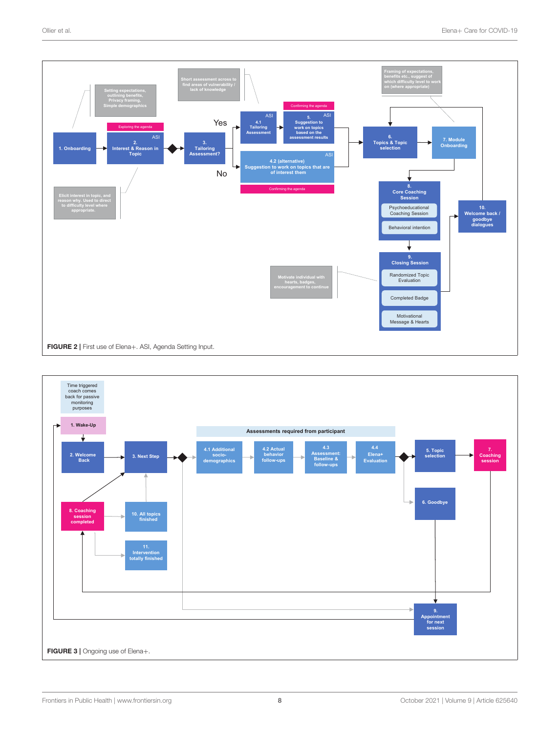FIGURE 2 | First use of Elena+. ASI, Agenda Setting Input.

FIGURE 3 | Ongoing use of Elena+.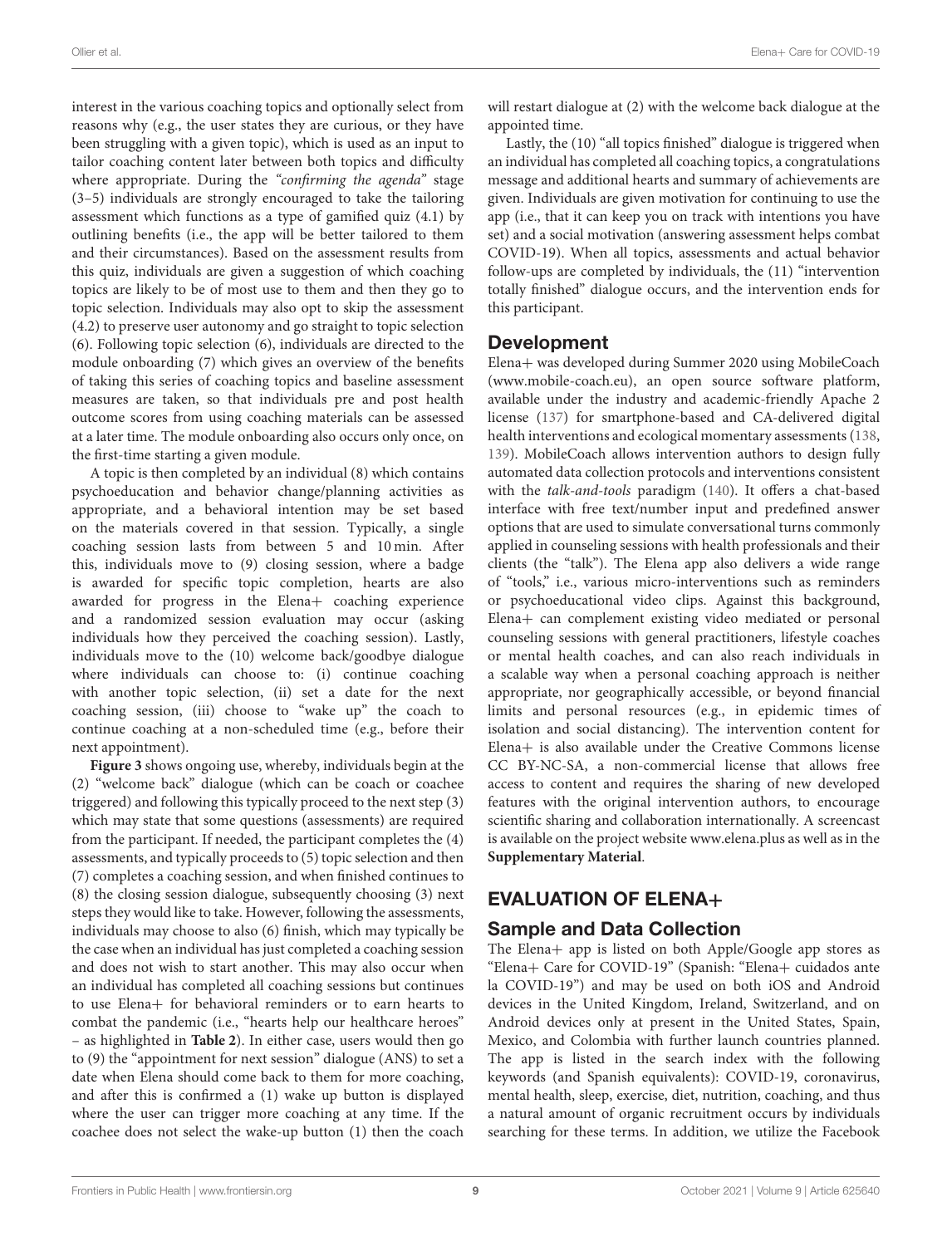interest in the various coaching topics and optionally select from reasons why (e.g., the user states they are curious, or they have been struggling with a given topic), which is used as an input to tailor coaching content later between both topics and difficulty where appropriate. During the *"confirming the agenda"* stage (3–5) individuals are strongly encouraged to take the tailoring assessment which functions as a type of gamified quiz (4.1) by outlining benefits (i.e., the app will be better tailored to them and their circumstances). Based on the assessment results from this quiz, individuals are given a suggestion of which coaching topics are likely to be of most use to them and then they go to topic selection. Individuals may also opt to skip the assessment (4.2) to preserve user autonomy and go straight to topic selection (6). Following topic selection (6), individuals are directed to the module onboarding (7) which gives an overview of the benefits of taking this series of coaching topics and baseline assessment measures are taken, so that individuals pre and post health outcome scores from using coaching materials can be assessed at a later time. The module onboarding also occurs only once, on the first-time starting a given module.

A topic is then completed by an individual (8) which contains psychoeducation and behavior change/planning activities as appropriate, and a behavioral intention may be set based on the materials covered in that session. Typically, a single coaching session lasts from between 5 and 10 min. After this, individuals move to (9) closing session, where a badge is awarded for specific topic completion, hearts are also awarded for progress in the Elena+ coaching experience and a randomized session evaluation may occur (asking individuals how they perceived the coaching session). Lastly, individuals move to the (10) welcome back/goodbye dialogue where individuals can choose to: (i) continue coaching with another topic selection, (ii) set a date for the next coaching session, (iii) choose to "wake up" the coach to continue coaching at a non-scheduled time (e.g., before their next appointment).

**Figure 3** shows ongoing use, whereby, individuals begin at the (2) "welcome back" dialogue (which can be coach or coachee triggered) and following this typically proceed to the next step (3) which may state that some questions (assessments) are required from the participant. If needed, the participant completes the (4) assessments, and typically proceeds to (5) topic selection and then (7) completes a coaching session, and when finished continues to (8) the closing session dialogue, subsequently choosing (3) next steps they would like to take. However, following the assessments, individuals may choose to also (6) finish, which may typically be the case when an individual has just completed a coaching session and does not wish to start another. This may also occur when an individual has completed all coaching sessions but continues to use Elena+ for behavioral reminders or to earn hearts to combat the pandemic (i.e., "hearts help our healthcare heroes" – as highlighted in **Table 2**). In either case, users would then go to (9) the "appointment for next session" dialogue (ANS) to set a date when Elena should come back to them for more coaching, and after this is confirmed a (1) wake up button is displayed where the user can trigger more coaching at any time. If the coachee does not select the wake-up button (1) then the coach will restart dialogue at (2) with the welcome back dialogue at the appointed time.

Lastly, the (10) "all topics finished" dialogue is triggered when an individual has completed all coaching topics, a congratulations message and additional hearts and summary of achievements are given. Individuals are given motivation for continuing to use the app (i.e., that it can keep you on track with intentions you have set) and a social motivation (answering assessment helps combat COVID-19). When all topics, assessments and actual behavior follow-ups are completed by individuals, the (11) "intervention totally finished" dialogue occurs, and the intervention ends for this participant.

## Development

Elena+ was developed during Summer 2020 using MobileCoach (www.mobile-coach.eu), an open source software platform, available under the industry and academic-friendly Apache 2 license (137) for smartphone-based and CA-delivered digital health interventions and ecological momentary assessments (138, 139). MobileCoach allows intervention authors to design fully automated data collection protocols and interventions consistent with the *talk-and-tools* paradigm (140). It offers a chat-based interface with free text/number input and predefined answer options that are used to simulate conversational turns commonly applied in counseling sessions with health professionals and their clients (the "talk"). The Elena app also delivers a wide range of "tools," i.e., various micro-interventions such as reminders or psychoeducational video clips. Against this background, Elena+ can complement existing video mediated or personal counseling sessions with general practitioners, lifestyle coaches or mental health coaches, and can also reach individuals in a scalable way when a personal coaching approach is neither appropriate, nor geographically accessible, or beyond financial limits and personal resources (e.g., in epidemic times of isolation and social distancing). The intervention content for Elena+ is also available under the Creative Commons license CC BY-NC-SA, a non-commercial license that allows free access to content and requires the sharing of new developed features with the original intervention authors, to encourage scientific sharing and collaboration internationally. A screencast is available on the project website www.elena.plus as well as in the **Supplementary Material**.

# EVALUATION OF ELENA+

## Sample and Data Collection

The Elena+ app is listed on both Apple/Google app stores as "Elena+ Care for COVID-19" (Spanish: "Elena+ cuidados ante la COVID-19") and may be used on both iOS and Android devices in the United Kingdom, Ireland, Switzerland, and on Android devices only at present in the United States, Spain, Mexico, and Colombia with further launch countries planned. The app is listed in the search index with the following keywords (and Spanish equivalents): COVID-19, coronavirus, mental health, sleep, exercise, diet, nutrition, coaching, and thus a natural amount of organic recruitment occurs by individuals searching for these terms. In addition, we utilize the Facebook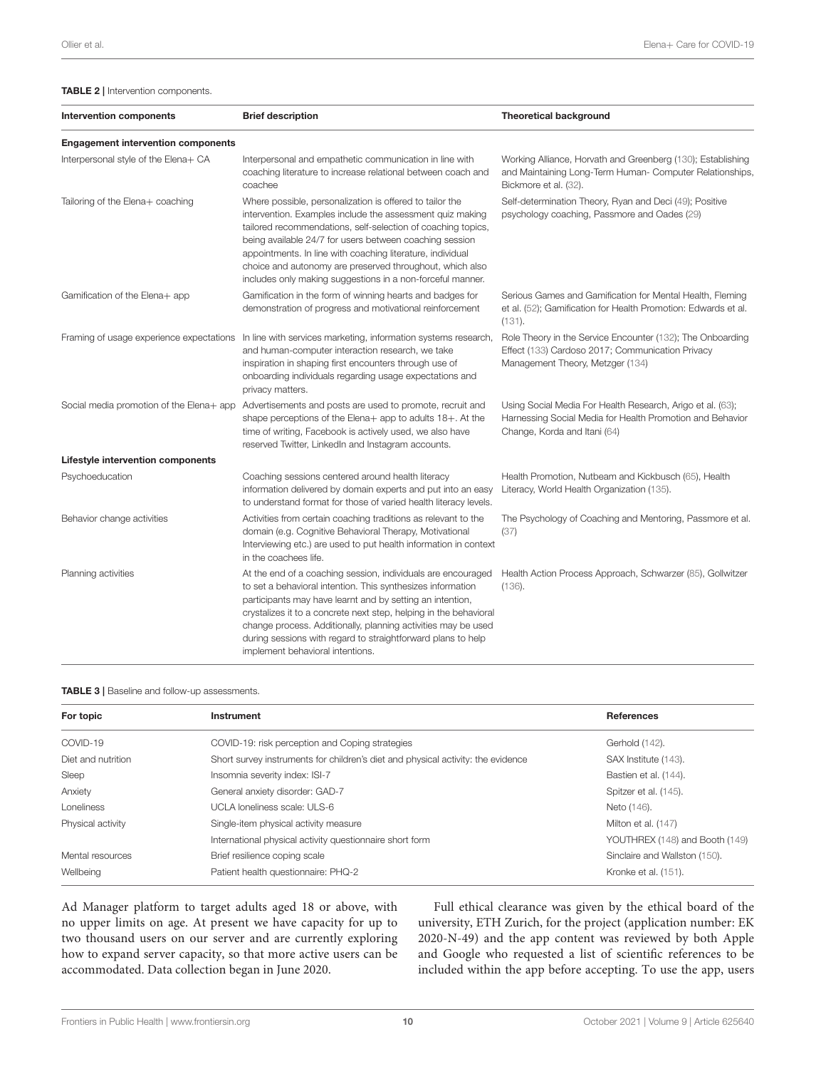**TABLE 2 |** Intervention components.

| Intervention components | Brief description | Theoretical background |
|---|---|---|
| **Engagement intervention components** | | |
| Interpersonal style of the Elena+ CA | Interpersonal and empathetic communication in line with coaching literature to increase relational between coach and coachee | Working Alliance, Horvath and Greenberg (130); Establishing and Maintaining Long-Term Human- Computer Relationships, Bickmore et al. (32). |
| Tailoring of the Elena+ coaching | Where possible, personalization is offered to tailor the intervention. Examples include the assessment quiz making tailored recommendations, self-selection of coaching topics, being available 24/7 for users between coaching session appointments. In line with coaching literature, individual choice and autonomy are preserved throughout, which also includes only making suggestions in a non-forceful manner. | Self-determination Theory, Ryan and Deci (49); Positive psychology coaching, Passmore and Oades (29) |
| Gamification of the Elena+ app | Gamification in the form of winning hearts and badges for demonstration of progress and motivational reinforcement | Serious Games and Gamification for Mental Health, Fleming et al. (52); Gamification for Health Promotion: Edwards et al. (131). |
| Framing of usage experience expectations | In line with services marketing, information systems research, and human-computer interaction research, we take inspiration in shaping first encounters through use of onboarding individuals regarding usage expectations and privacy matters. | Role Theory in the Service Encounter (132); The Onboarding Effect (133) Cardoso 2017; Communication Privacy Management Theory, Metzger (134) |
| Social media promotion of the Elena+ app | Advertisements and posts are used to promote, recruit and shape perceptions of the Elena+ app to adults 18+. At the time of writing, Facebook is actively used, we also have reserved Twitter, LinkedIn and Instagram accounts. | Using Social Media For Health Research, Arigo et al. (63); Harnessing Social Media for Health Promotion and Behavior Change, Korda and Itani (64) |
| **Lifestyle intervention components** | | |
| Psychoeducation | Coaching sessions centered around health literacy information delivered by domain experts and put into an easy to understand format for those of varied health literacy levels. | Health Promotion, Nutbeam and Kickbusch (65), Health Literacy, World Health Organization (135). |
| Behavior change activities | Activities from certain coaching traditions as relevant to the domain (e.g. Cognitive Behavioral Therapy, Motivational Interviewing etc.) are used to put health information in context in the coachees life. | The Psychology of Coaching and Mentoring, Passmore et al. (37) |
| Planning activities | At the end of a coaching session, individuals are encouraged to set a behavioral intention. This synthesizes information participants may have learnt and by setting an intention, crystalizes it to a concrete next step, helping in the behavioral change process. Additionally, planning activities may be used during sessions with regard to straightforward plans to help implement behavioral intentions. | Health Action Process Approach, Schwarzer (85), Gollwitzer (136). |

**TABLE 3 |** Baseline and follow-up assessments.

| For topic | Instrument | References |
|---|---|---|
| COVID-19 | COVID-19: risk perception and Coping strategies | Gerhold (142). |
| Diet and nutrition | Short survey instruments for children's diet and physical activity: the evidence | SAX Institute (143). |
| Sleep | Insomnia severity index: ISI-7 | Bastien et al. (144). |
| Anxiety | General anxiety disorder: GAD-7 | Spitzer et al. (145). |
| Loneliness | UCLA loneliness scale: ULS-6 | Neto (146). |
| Physical activity | Single-item physical activity measure | Milton et al. (147) |
| | International physical activity questionnaire short form | YOUTHREX (148) and Booth (149) |
| Mental resources | Brief resilience coping scale | Sinclaire and Wallston (150). |
| Wellbeing | Patient health questionnaire: PHQ-2 | Kronke et al. (151). |

Ad Manager platform to target adults aged 18 or above, with no upper limits on age. At present we have capacity for up to two thousand users on our server and are currently exploring how to expand server capacity, so that more active users can be accommodated. Data collection began in June 2020.

Full ethical clearance was given by the ethical board of the university, ETH Zurich, for the project (application number: EK 2020-N-49) and the app content was reviewed by both Apple and Google who requested a list of scientific references to be included within the app before accepting. To use the app, users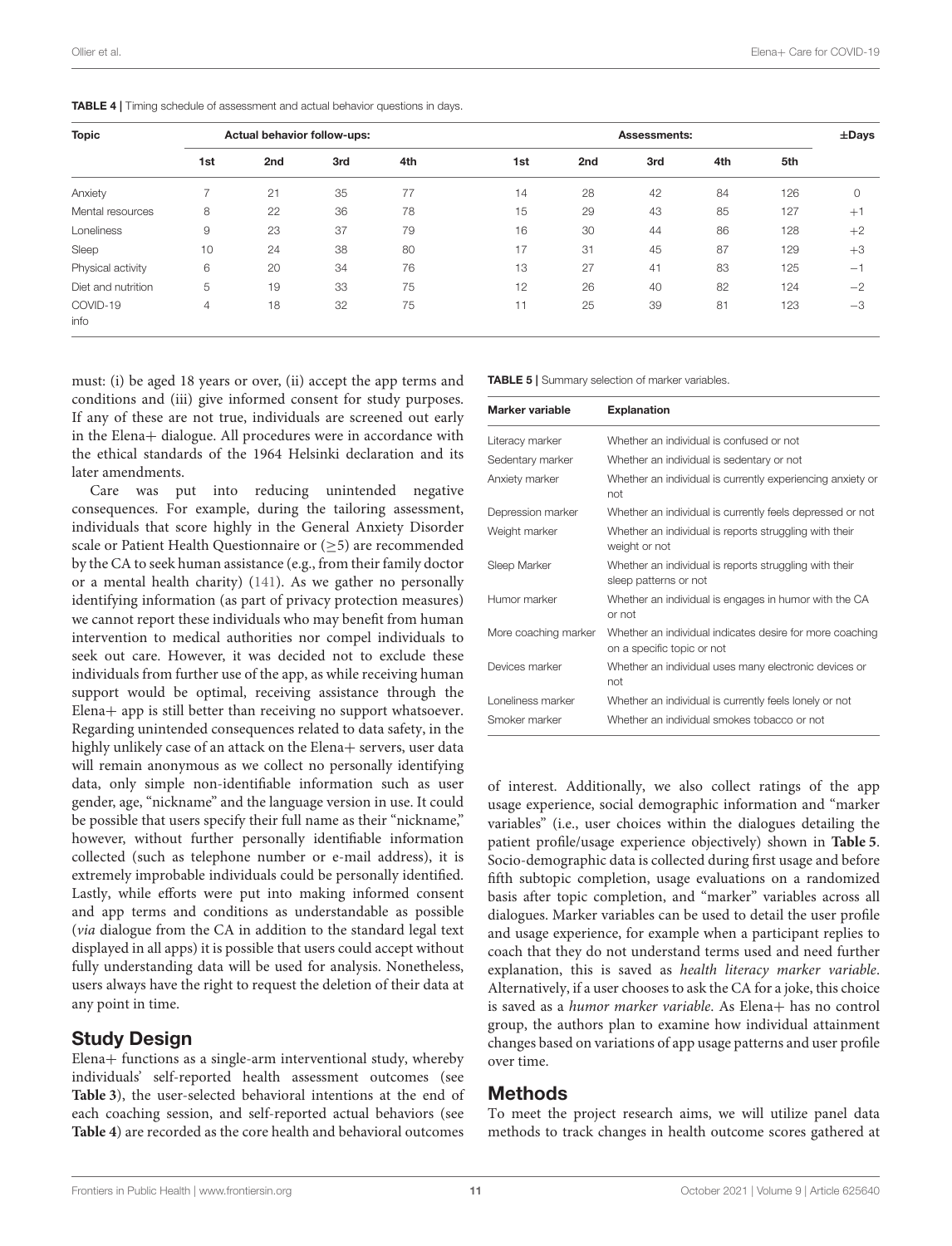**TABLE 4 |** Timing schedule of assessment and actual behavior questions in days.

| Topic | Actual behavior follow-ups: | | | | Assessments: | | | | | ±Days |
|---|---|---|---|---|---|---|---|---|---|---|
| | 1st | 2nd | 3rd | 4th | 1st | 2nd | 3rd | 4th | 5th | |
| Anxiety | 7 | 21 | 35 | 77 | 14 | 28 | 42 | 84 | 126 | 0 |
| Mental resources | 8 | 22 | 36 | 78 | 15 | 29 | 43 | 85 | 127 | +1 |
| Loneliness | 9 | 23 | 37 | 79 | 16 | 30 | 44 | 86 | 128 | +2 |
| Sleep | 10 | 24 | 38 | 80 | 17 | 31 | 45 | 87 | 129 | +3 |
| Physical activity | 6 | 20 | 34 | 76 | 13 | 27 | 41 | 83 | 125 | −1 |
| Diet and nutrition | 5 | 19 | 33 | 75 | 12 | 26 | 40 | 82 | 124 | −2 |
| COVID-19 info | 4 | 18 | 32 | 75 | 11 | 25 | 39 | 81 | 123 | −3 |

must: (i) be aged 18 years or over, (ii) accept the app terms and conditions and (iii) give informed consent for study purposes. If any of these are not true, individuals are screened out early in the Elena+ dialogue. All procedures were in accordance with the ethical standards of the 1964 Helsinki declaration and its later amendments.

Care was put into reducing unintended negative consequences. For example, during the tailoring assessment, individuals that score highly in the General Anxiety Disorder scale or Patient Health Questionnaire or (≥5) are recommended by the CA to seek human assistance (e.g., from their family doctor or a mental health charity) (141). As we gather no personally identifying information (as part of privacy protection measures) we cannot report these individuals who may benefit from human intervention to medical authorities nor compel individuals to seek out care. However, it was decided not to exclude these individuals from further use of the app, as while receiving human support would be optimal, receiving assistance through the Elena+ app is still better than receiving no support whatsoever. Regarding unintended consequences related to data safety, in the highly unlikely case of an attack on the Elena+ servers, user data will remain anonymous as we collect no personally identifying data, only simple non-identifiable information such as user gender, age, "nickname" and the language version in use. It could be possible that users specify their full name as their "nickname," however, without further personally identifiable information collected (such as telephone number or e-mail address), it is extremely improbable individuals could be personally identified. Lastly, while efforts were put into making informed consent and app terms and conditions as understandable as possible (*via* dialogue from the CA in addition to the standard legal text displayed in all apps) it is possible that users could accept without fully understanding data will be used for analysis. Nonetheless, users always have the right to request the deletion of their data at any point in time.

## Study Design

Elena+ functions as a single-arm interventional study, whereby individuals' self-reported health assessment outcomes (see **Table 3**), the user-selected behavioral intentions at the end of each coaching session, and self-reported actual behaviors (see **Table 4**) are recorded as the core health and behavioral outcomes of interest. Additionally, we also collect ratings of the app usage experience, social demographic information and "marker variables" (i.e., user choices within the dialogues detailing the patient profile/usage experience objectively) shown in **Table 5**. Socio-demographic data is collected during first usage and before fifth subtopic completion, usage evaluations on a randomized basis after topic completion, and "marker" variables across all dialogues. Marker variables can be used to detail the user profile and usage experience, for example when a participant replies to coach that they do not understand terms used and need further explanation, this is saved as *health literacy marker variable*. Alternatively, if a user chooses to ask the CA for a joke, this choice is saved as a *humor marker variable*. As Elena+ has no control group, the authors plan to examine how individual attainment changes based on variations of app usage patterns and user profile over time.

**TABLE 5 |** Summary selection of marker variables.

| Marker variable | Explanation |
|---|---|
| Literacy marker | Whether an individual is confused or not |
| Sedentary marker | Whether an individual is sedentary or not |
| Anxiety marker | Whether an individual is currently experiencing anxiety or not |
| Depression marker | Whether an individual is currently feels depressed or not |
| Weight marker | Whether an individual is reports struggling with their weight or not |
| Sleep Marker | Whether an individual is reports struggling with their sleep patterns or not |
| Humor marker | Whether an individual is engages in humor with the CA or not |
| More coaching marker | Whether an individual indicates desire for more coaching on a specific topic or not |
| Devices marker | Whether an individual uses many electronic devices or not |
| Loneliness marker | Whether an individual is currently feels lonely or not |
| Smoker marker | Whether an individual smokes tobacco or not |

## Methods

To meet the project research aims, we will utilize panel data methods to track changes in health outcome scores gathered at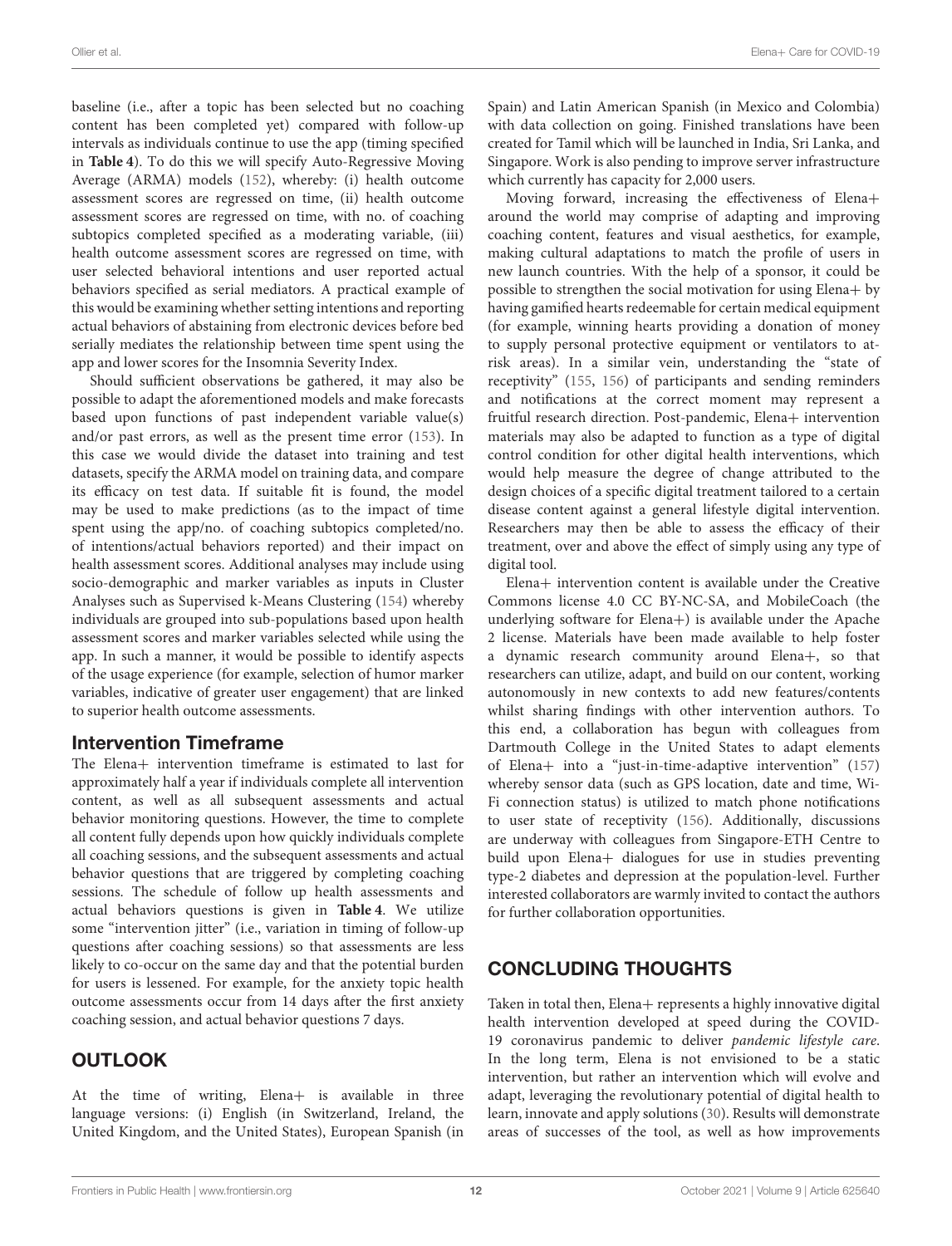baseline (i.e., after a topic has been selected but no coaching content has been completed yet) compared with follow-up intervals as individuals continue to use the app (timing specified in **Table 4**). To do this we will specify Auto-Regressive Moving Average (ARMA) models (152), whereby: (i) health outcome assessment scores are regressed on time, (ii) health outcome assessment scores are regressed on time, with no. of coaching subtopics completed specified as a moderating variable, (iii) health outcome assessment scores are regressed on time, with user selected behavioral intentions and user reported actual behaviors specified as serial mediators. A practical example of this would be examining whether setting intentions and reporting actual behaviors of abstaining from electronic devices before bed serially mediates the relationship between time spent using the app and lower scores for the Insomnia Severity Index.

Should sufficient observations be gathered, it may also be possible to adapt the aforementioned models and make forecasts based upon functions of past independent variable value(s) and/or past errors, as well as the present time error (153). In this case we would divide the dataset into training and test datasets, specify the ARMA model on training data, and compare its efficacy on test data. If suitable fit is found, the model may be used to make predictions (as to the impact of time spent using the app/no. of coaching subtopics completed/no. of intentions/actual behaviors reported) and their impact on health assessment scores. Additional analyses may include using socio-demographic and marker variables as inputs in Cluster Analyses such as Supervised k-Means Clustering (154) whereby individuals are grouped into sub-populations based upon health assessment scores and marker variables selected while using the app. In such a manner, it would be possible to identify aspects of the usage experience (for example, selection of humor marker variables, indicative of greater user engagement) that are linked to superior health outcome assessments.

### Intervention Timeframe

The Elena+ intervention timeframe is estimated to last for approximately half a year if individuals complete all intervention content, as well as all subsequent assessments and actual behavior monitoring questions. However, the time to complete all content fully depends upon how quickly individuals complete all coaching sessions, and the subsequent assessments and actual behavior questions that are triggered by completing coaching sessions. The schedule of follow up health assessments and actual behaviors questions is given in **Table 4**. We utilize some "intervention jitter" (i.e., variation in timing of follow-up questions after coaching sessions) so that assessments are less likely to co-occur on the same day and that the potential burden for users is lessened. For example, for the anxiety topic health outcome assessments occur from 14 days after the first anxiety coaching session, and actual behavior questions 7 days.

## OUTLOOK

At the time of writing, Elena+ is available in three language versions: (i) English (in Switzerland, Ireland, the United Kingdom, and the United States), European Spanish (in Spain) and Latin American Spanish (in Mexico and Colombia) with data collection on going. Finished translations have been created for Tamil which will be launched in India, Sri Lanka, and Singapore. Work is also pending to improve server infrastructure which currently has capacity for 2,000 users.

Moving forward, increasing the effectiveness of Elena+ around the world may comprise of adapting and improving coaching content, features and visual aesthetics, for example, making cultural adaptations to match the profile of users in new launch countries. With the help of a sponsor, it could be possible to strengthen the social motivation for using Elena+ by having gamified hearts redeemable for certain medical equipment (for example, winning hearts providing a donation of money to supply personal protective equipment or ventilators to at-risk areas). In a similar vein, understanding the "state of receptivity" (155, 156) of participants and sending reminders and notifications at the correct moment may represent a fruitful research direction. Post-pandemic, Elena+ intervention materials may also be adapted to function as a type of digital control condition for other digital health interventions, which would help measure the degree of change attributed to the design choices of a specific digital treatment tailored to a certain disease content against a general lifestyle digital intervention. Researchers may then be able to assess the efficacy of their treatment, over and above the effect of simply using any type of digital tool.

Elena+ intervention content is available under the Creative Commons license 4.0 CC BY-NC-SA, and MobileCoach (the underlying software for Elena+) is available under the Apache 2 license. Materials have been made available to help foster a dynamic research community around Elena+, so that researchers can utilize, adapt, and build on our content, working autonomously in new contexts to add new features/contents whilst sharing findings with other intervention authors. To this end, a collaboration has begun with colleagues from Dartmouth College in the United States to adapt elements of Elena+ into a "just-in-time-adaptive intervention" (157) whereby sensor data (such as GPS location, date and time, Wi-Fi connection status) is utilized to match phone notifications to user state of receptivity (156). Additionally, discussions are underway with colleagues from Singapore-ETH Centre to build upon Elena+ dialogues for use in studies preventing type-2 diabetes and depression at the population-level. Further interested collaborators are warmly invited to contact the authors for further collaboration opportunities.

## CONCLUDING THOUGHTS

Taken in total then, Elena+ represents a highly innovative digital health intervention developed at speed during the COVID-19 coronavirus pandemic to deliver *pandemic lifestyle care*. In the long term, Elena is not envisioned to be a static intervention, but rather an intervention which will evolve and adapt, leveraging the revolutionary potential of digital health to learn, innovate and apply solutions (30). Results will demonstrate areas of successes of the tool, as well as how improvements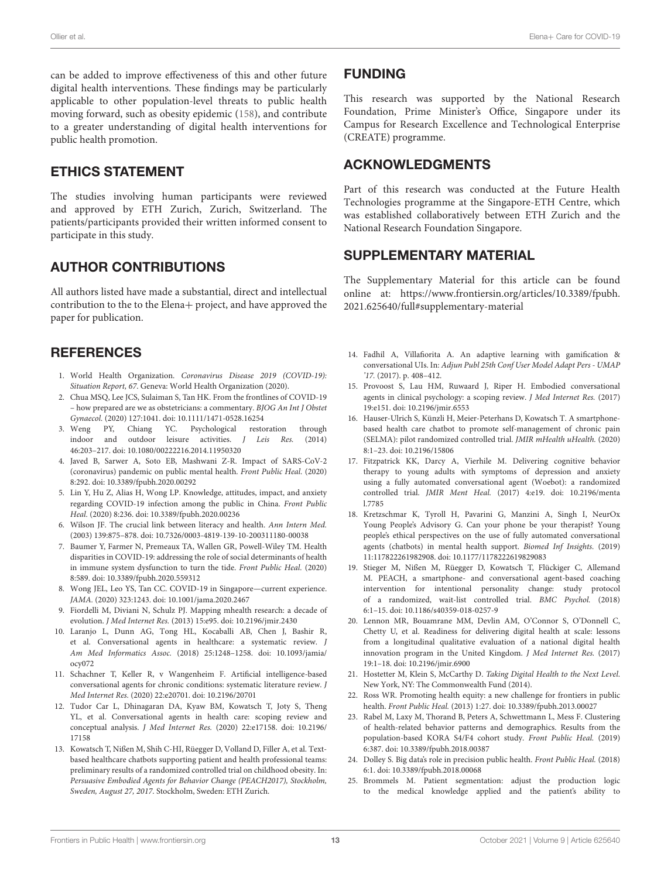can be added to improve effectiveness of this and other future digital health interventions. These findings may be particularly applicable to other population-level threats to public health moving forward, such as obesity epidemic (158), and contribute to a greater understanding of digital health interventions for public health promotion.

## ETHICS STATEMENT

The studies involving human participants were reviewed and approved by ETH Zurich, Zurich, Switzerland. The patients/participants provided their written informed consent to participate in this study.

## AUTHOR CONTRIBUTIONS

All authors listed have made a substantial, direct and intellectual contribution to the to the Elena+ project, and have approved the paper for publication.

## FUNDING

This research was supported by the National Research Foundation, Prime Minister's Office, Singapore under its Campus for Research Excellence and Technological Enterprise (CREATE) programme.

## ACKNOWLEDGMENTS

Part of this research was conducted at the Future Health Technologies programme at the Singapore-ETH Centre, which was established collaboratively between ETH Zurich and the National Research Foundation Singapore.

## SUPPLEMENTARY MATERIAL

The Supplementary Material for this article can be found online at: https://www.frontiersin.org/articles/10.3389/fpubh.2021.625640/full#supplementary-material

## REFERENCES

1. World Health Organization. *Coronavirus Disease 2019 (COVID-19): Situation Report, 67*. Geneva: World Health Organization (2020).
2. Chua MSQ, Lee JCS, Sulaiman S, Tan HK. From the frontlines of COVID-19 – how prepared are we as obstetricians: a commentary. *BJOG An Int J Obstet Gynaecol.* (2020) 127:1041. doi: 10.1111/1471-0528.16254
3. Weng PY, Chiang YC. Psychological restoration through indoor and outdoor leisure activities. *J Leis Res.* (2014) 46:203–217. doi: 10.1080/00222216.2014.11950320
4. Javed B, Sarwer A, Soto EB, Mashwani Z-R. Impact of SARS-CoV-2 (coronavirus) pandemic on public mental health. *Front Public Heal.* (2020) 8:292. doi: 10.3389/fpubh.2020.00292
5. Lin Y, Hu Z, Alias H, Wong LP. Knowledge, attitudes, impact, and anxiety regarding COVID-19 infection among the public in China. *Front Public Heal.* (2020) 8:236. doi: 10.3389/fpubh.2020.00236
6. Wilson JF. The crucial link between literacy and health. *Ann Intern Med.* (2003) 139:875–878. doi: 10.7326/0003-4819-139-10-200311180-00038
7. Baumer Y, Farmer N, Premeaux TA, Wallen GR, Powell-Wiley TM. Health disparities in COVID-19: addressing the role of social determinants of health in immune system dysfunction to turn the tide. *Front Public Heal.* (2020) 8:589. doi: 10.3389/fpubh.2020.559312
8. Wong JEL, Leo YS, Tan CC. COVID-19 in Singapore—current experience. *JAMA.* (2020) 323:1243. doi: 10.1001/jama.2020.2467
9. Fiordelli M, Diviani N, Schulz PJ. Mapping mhealth research: a decade of evolution. *J Med Internet Res.* (2013) 15:e95. doi: 10.2196/jmir.2430
10. Laranjo L, Dunn AG, Tong HL, Kocaballi AB, Chen J, Bashir R, et al. Conversational agents in healthcare: a systematic review. *J Am Med Informatics Assoc.* (2018) 25:1248–1258. doi: 10.1093/jamia/ocy072
11. Schachner T, Keller R, v Wangenheim F. Artificial intelligence-based conversational agents for chronic conditions: systematic literature review. *J Med Internet Res.* (2020) 22:e20701. doi: 10.2196/20701
12. Tudor Car L, Dhinagaran DA, Kyaw BM, Kowatsch T, Joty S, Theng YL, et al. Conversational agents in health care: scoping review and conceptual analysis. *J Med Internet Res.* (2020) 22:e17158. doi: 10.2196/17158
13. Kowatsch T, Nißen M, Shih C-HI, Rüegger D, Volland D, Filler A, et al. Text-based healthcare chatbots supporting patient and health professional teams: preliminary results of a randomized controlled trial on childhood obesity. In: *Persuasive Embodied Agents for Behavior Change (PEACH2017), Stockholm, Sweden, August 27, 2017*. Stockholm, Sweden: ETH Zurich.
14. Fadhil A, Villafiorita A. An adaptive learning with gamification & conversational UIs. In: *Adjun Publ 25th Conf User Model Adapt Pers - UMAP '17*. (2017). p. 408–412.
15. Provoost S, Lau HM, Ruwaard J, Riper H. Embodied conversational agents in clinical psychology: a scoping review. *J Med Internet Res.* (2017) 19:e151. doi: 10.2196/jmir.6553
16. Hauser-Ulrich S, Künzli H, Meier-Peterhans D, Kowatsch T. A smartphone-based health care chatbot to promote self-management of chronic pain (SELMA): pilot randomized controlled trial. *JMIR mHealth uHealth.* (2020) 8:1–23. doi: 10.2196/15806
17. Fitzpatrick KK, Darcy A, Vierhile M. Delivering cognitive behavior therapy to young adults with symptoms of depression and anxiety using a fully automated conversational agent (Woebot): a randomized controlled trial. *JMIR Ment Heal.* (2017) 4:e19. doi: 10.2196/mental.7785
18. Kretzschmar K, Tyroll H, Pavarini G, Manzini A, Singh I, NeurOx Young People's Advisory G. Can your phone be your therapist? Young people's ethical perspectives on the use of fully automated conversational agents (chatbots) in mental health support. *Biomed Inf Insights.* (2019) 11:117822261982908. doi: 10.1177/1178222619829083
19. Stieger M, Nißen M, Rüegger D, Kowatsch T, Flückiger C, Allemand M. PEACH, a smartphone- and conversational agent-based coaching intervention for intentional personality change: study protocol of a randomized, wait-list controlled trial. *BMC Psychol.* (2018) 6:1–15. doi: 10.1186/s40359-018-0257-9
20. Lennon MR, Bouamrane MM, Devlin AM, O'Connor S, O'Donnell C, Chetty U, et al. Readiness for delivering digital health at scale: lessons from a longitudinal qualitative evaluation of a national digital health innovation program in the United Kingdom. *J Med Internet Res.* (2017) 19:1–18. doi: 10.2196/jmir.6900
21. Hostetter M, Klein S, McCarthy D. *Taking Digital Health to the Next Level*. New York, NY: The Commonwealth Fund (2014).
22. Ross WR. Promoting health equity: a new challenge for frontiers in public health. *Front Public Heal.* (2013) 1:27. doi: 10.3389/fpubh.2013.00027
23. Rabel M, Laxy M, Thorand B, Peters A, Schwettmann L, Mess F. Clustering of health-related behavior patterns and demographics. Results from the population-based KORA S4/F4 cohort study. *Front Public Heal.* (2019) 6:387. doi: 10.3389/fpubh.2018.00387
24. Dolley S. Big data's role in precision public health. *Front Public Heal.* (2018) 6:1. doi: 10.3389/fpubh.2018.00068
25. Brommels M. Patient segmentation: adjust the production logic to the medical knowledge applied and the patient's ability to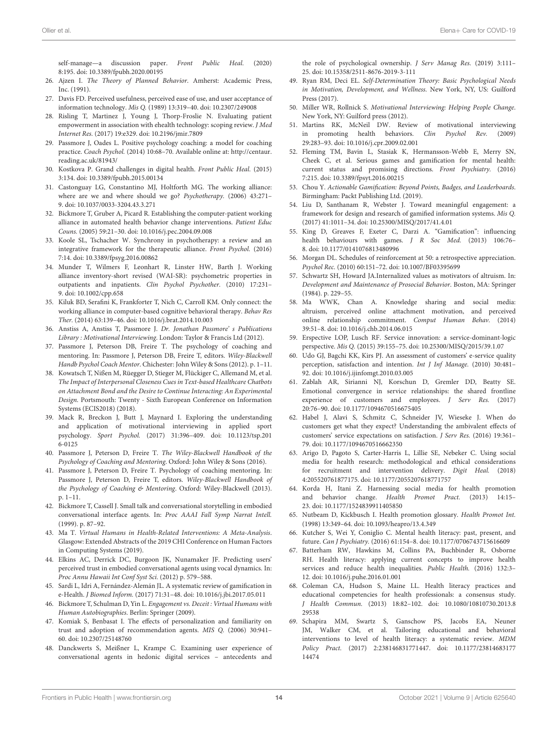self-manage—a discussion paper. *Front Public Heal.* (2020) 8:195. doi: 10.3389/fpubh.2020.00195

26. Ajzen I. *The Theory of Planned Behavior*. Amherst: Academic Press, Inc. (1991).
27. Davis FD. Perceived usefulness, perceived ease of use, and user acceptance of information technology. *Mis Q.* (1989) 13:319–40. doi: 10.2307/249008
28. Risling T, Martinez J, Young J, Thorp-Froslie N. Evaluating patient empowerment in association with ehealth technology: scoping review. *J Med Internet Res.* (2017) 19:e329. doi: 10.2196/jmir.7809
29. Passmore J, Oades L. Positive psychology coaching: a model for coaching practice. *Coach Psychol.* (2014) 10:68–70. Available online at: http://centaur.reading.ac.uk/81943/
30. Kostkova P. Grand challenges in digital health. *Front Public Heal.* (2015) 3:134. doi: 10.3389/fpubh.2015.00134
31. Castonguay LG, Constantino MJ, Holtforth MG. The working alliance: where are we and where should we go? *Psychotherapy.* (2006) 43:271–9. doi: 10.1037/0033-3204.43.3.271
32. Bickmore T, Gruber A, Picard R. Establishing the computer-patient working alliance in automated health behavior change interventions. *Patient Educ Couns.* (2005) 59:21–30. doi: 10.1016/j.pec.2004.09.008
33. Koole SL, Tschacher W. Synchrony in psychotherapy: a review and an integrative framework for the therapeutic alliance. *Front Psychol.* (2016) 7:14. doi: 10.3389/fpsyg.2016.00862
34. Munder T, Wilmers F, Leonhart R, Linster HW, Barth J. Working alliance inventory-short revised (WAI-SR): psychometric properties in outpatients and inpatients. *Clin Psychol Psychother.* (2010) 17:231–9. doi: 10.1002/cpp.658
35. Kiluk BD, Serafini K, Frankforter T, Nich C, Carroll KM. Only connect: the working alliance in computer-based cognitive behavioral therapy. *Behav Res Ther.* (2014) 63:139–46. doi: 10.1016/j.brat.2014.10.003
36. Anstiss A, Anstiss T, Passmore J. *Dr. Jonathan Passmore' s Publications Library : Motivational Interviewing*. London: Taylor & Francis Ltd (2012).
37. Passmore J, Peterson DB, Freire T. The psychology of coaching and mentoring. In: Passmore J, Peterson DB, Freire T, editors. *Wiley-Blackwell Handb Psychol Coach Mentor*. Chichester: John Wiley & Sons (2012). p. 1–11.
38. Kowatsch T, Nißen M, Rüegger D, Stieger M, Flückiger C, Allemand M, et al. *The Impact of Interpersonal Closeness Cues in Text-based Healthcare Chatbots on Attachment Bond and the Desire to Continue Interacting: An Experimental Design*. Portsmouth: Twenty - Sixth European Conference on Information Systems (ECIS2018) (2018).
39. Mack R, Breckon J, Butt J, Maynard I. Exploring the understanding and application of motivational interviewing in applied sport psychology. *Sport Psychol.* (2017) 31:396–409. doi: 10.1123/tsp.2016-0125
40. Passmore J, Peterson D, Freire T. *The Wiley-Blackwell Handbook of the Psychology of Coaching and Mentoring*. Oxford: John Wiley & Sons (2016).
41. Passmore J, Peterson D, Freire T. Psychology of coaching mentoring. In: Passmore J, Peterson D, Freire T, editors. *Wiley-Blackwell Handbook of the Psychology of Coaching & Mentoring*. Oxford: Wiley-Blackwell (2013). p. 1–11.
42. Bickmore T, Cassell J. Small talk and conversational storytelling in embodied conversational interface agents. In: *Proc AAAI Fall Symp Narrat Intell.* (1999). p. 87–92.
43. Ma T. *Virtual Humans in Health-Related Interventions: A Meta-Analysis*. Glasgow: Extended Abstracts of the 2019 CHI Conference on Human Factors in Computing Systems (2019).
44. Elkins AC, Derrick DC, Burgoon JK, Nunamaker JF. Predicting users' perceived trust in embodied conversational agents using vocal dynamics. In: *Proc Annu Hawaii Int Conf Syst Sci.* (2012) p. 579–588.
45. Sardi L, Idri A, Fernández-Alemán JL. A systematic review of gamification in e-Health. *J Biomed Inform.* (2017) 71:31–48. doi: 10.1016/j.jbi.2017.05.011
46. Bickmore T, Schulman D, Yin L. *Engagement vs. Deceit : Virtual Humans with Human Autobiographies*. Berlin: Springer (2009).
47. Komiak S, Benbasat I. The effects of personalization and familiarity on trust and adoption of recommendation agents. *MIS Q.* (2006) 30:941–60. doi: 10.2307/25148760
48. Danckwerts S, Meißner L, Krampe C. Examining user experience of conversational agents in hedonic digital services – antecedents and the role of psychological ownership. *J Serv Manag Res.* (2019) 3:111–25. doi: 10.15358/2511-8676-2019-3-111
49. Ryan RM, Deci EL. *Self-Determination Theory: Basic Psychological Needs in Motivation, Development, and Wellness*. New York, NY, US: Guilford Press (2017).
50. Miller WR, Rollnick S. *Motivational Interviewing: Helping People Change*. New York, NY: Guilford press (2012).
51. Martins RK, McNeil DW. Review of motivational interviewing in promoting health behaviors. *Clin Psychol Rev.* (2009) 29:283–93. doi: 10.1016/j.cpr.2009.02.001
52. Fleming TM, Bavin L, Stasiak K, Hermansson-Webb E, Merry SN, Cheek C, et al. Serious games and gamification for mental health: current status and promising directions. *Front Psychiatry.* (2016) 7:215. doi: 10.3389/fpsyt.2016.00215
53. Chou Y. *Actionable Gamification: Beyond Points, Badges, and Leaderboards*. Birmingham: Packt Publishing Ltd. (2019).
54. Liu D, Santhanam R, Webster J. Toward meaningful engagement: a framework for design and research of gamified information systems. *Mis Q.* (2017) 41:1011–34. doi: 10.25300/MISQ/2017/41.4.01
55. King D, Greaves F, Exeter C, Darzi A. "Gamification": influencing health behaviours with games. *J R Soc Med.* (2013) 106:76–8. doi: 10.1177/0141076813480996
56. Morgan DL. Schedules of reinforcement at 50: a retrospective appreciation. *Psychol Rec.* (2010) 60:151–72. doi: 10.1007/BF03395699
57. Schwartz SH, Howard JA.Internalized values as motivators of altruism. In: *Development and Maintenance of Prosocial Behavior*. Boston, MA: Springer (1984). p. 229–55.
58. Ma WWK, Chan A. Knowledge sharing and social media: altruism, perceived online attachment motivation, and perceived online relationship commitment. *Comput Human Behav.* (2014) 39:51–8. doi: 10.1016/j.chb.2014.06.015
59. Erspective LOP, Lusch RF. Service innovation: a service-dominant-logic perspective. *Mis Q.* (2015) 39:155–75. doi: 10.25300/MISQ/2015/39.1.07
60. Udo GJ, Bagchi KK, Kirs PJ. An assessment of customers' e-service quality perception, satisfaction and intention. *Int J Inf Manage.* (2010) 30:481–92. doi: 10.1016/j.ijinfomgt.2010.03.005
61. Zablah AR, Sirianni NJ, Korschun D, Gremler DD, Beatty SE. Emotional convergence in service relationships: the shared frontline experience of customers and employees. *J Serv Res.* (2017) 20:76–90. doi: 10.1177/1094670516675405
62. Habel J, Alavi S, Schmitz C, Schneider JV, Wieseke J. When do customers get what they expect? Understanding the ambivalent effects of customers' service expectations on satisfaction. *J Serv Res.* (2016) 19:361–79. doi: 10.1177/1094670516662350
63. Arigo D, Pagoto S, Carter-Harris L, Lillie SE, Nebeker C. Using social media for health research: methodological and ethical considerations for recruitment and intervention delivery. *Digit Heal.* (2018) 4:205520761877175. doi: 10.1177/2055207618771757
64. Korda H, Itani Z. Harnessing social media for health promotion and behavior change. *Health Promot Pract.* (2013) 14:15–23. doi: 10.1177/1524839911405850
65. Nutbeam D, Kickbusch I. Health promotion glossary. *Health Promot Int.* (1998) 13:349–64. doi: 10.1093/heapro/13.4.349
66. Kutcher S, Wei Y, Coniglio C. Mental health literacy: past, present, and future. *Can J Psychiatry.* (2016) 61:154–8. doi: 10.1177/0706743715616609
67. Batterham RW, Hawkins M, Collins PA, Buchbinder R, Osborne RH. Health literacy: applying current concepts to improve health services and reduce health inequalities. *Public Health.* (2016) 132:3–12. doi: 10.1016/j.puhe.2016.01.001
68. Coleman CA, Hudson S, Maine LL. Health literacy practices and educational competencies for health professionals: a consensus study. *J Health Commun.* (2013) 18:82–102. doi: 10.1080/10810730.2013.829538
69. Schapira MM, Swartz S, Ganschow PS, Jacobs EA, Neuner JM, Walker CM, et al. Tailoring educational and behavioral interventions to level of health literacy: a systematic review. *MDM Policy Pract.* (2017) 2:238146831771447. doi: 10.1177/2381468317714474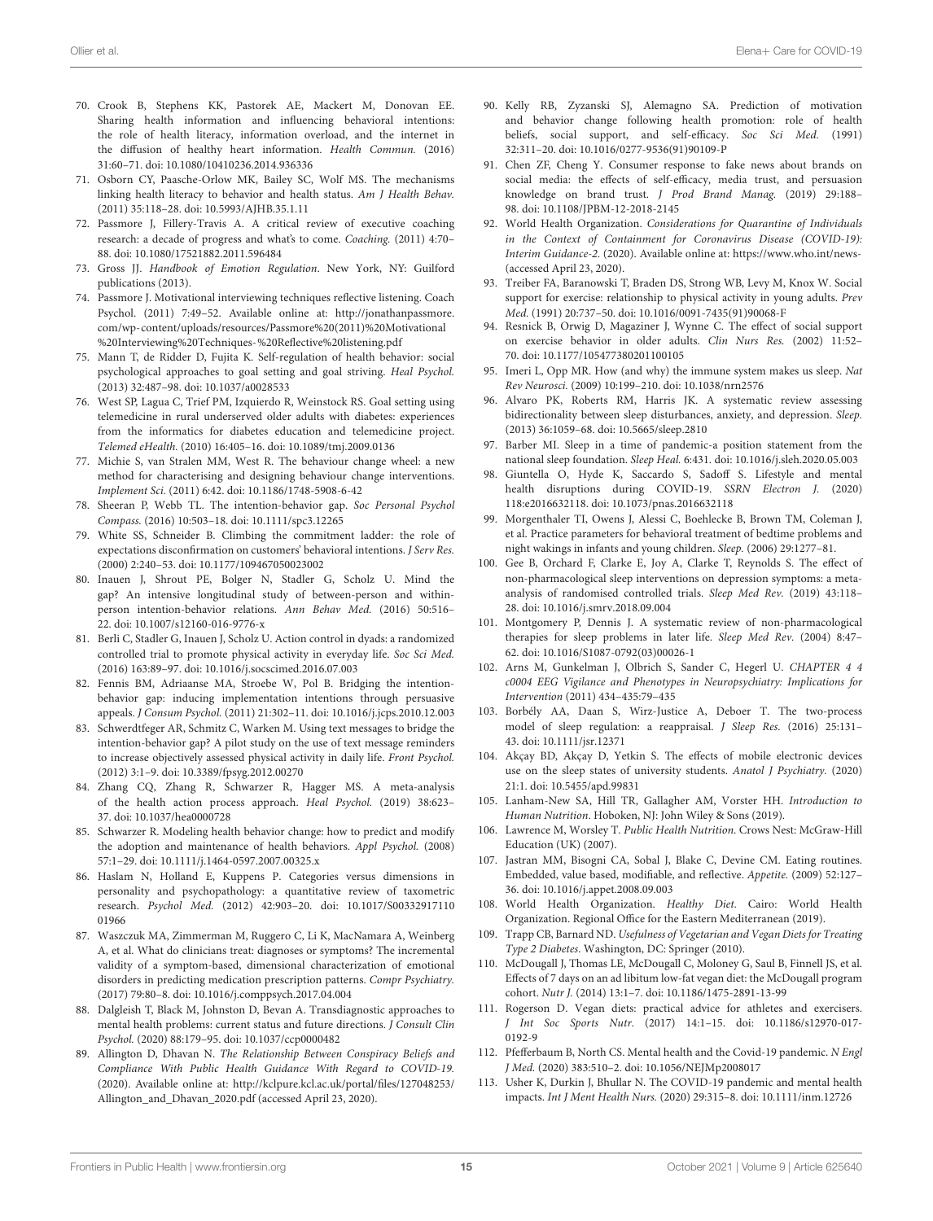70. Crook B, Stephens KK, Pastorek AE, Mackert M, Donovan EE. Sharing health information and influencing behavioral intentions: the role of health literacy, information overload, and the internet in the diffusion of healthy heart information. *Health Commun.* (2016) 31:60–71. doi: 10.1080/10410236.2014.936336
71. Osborn CY, Paasche-Orlow MK, Bailey SC, Wolf MS. The mechanisms linking health literacy to behavior and health status. *Am J Health Behav.* (2011) 35:118–28. doi: 10.5993/AJHB.35.1.11
72. Passmore J, Fillery-Travis A. A critical review of executive coaching research: a decade of progress and what's to come. *Coaching.* (2011) 4:70–88. doi: 10.1080/17521882.2011.596484
73. Gross JJ. *Handbook of Emotion Regulation.* New York, NY: Guilford publications (2013).
74. Passmore J. Motivational interviewing techniques reflective listening. Coach Psychol. (2011) 7:49–52. Available online at: http://jonathanpassmore.com/wp-content/uploads/resources/Passmore%20(2011)%20Motivational%20Interviewing%20Techniques-%20Reflective%20listening.pdf
75. Mann T, de Ridder D, Fujita K. Self-regulation of health behavior: social psychological approaches to goal setting and goal striving. *Heal Psychol.* (2013) 32:487–98. doi: 10.1037/a0028533
76. West SP, Lagua C, Trief PM, Izquierdo R, Weinstock RS. Goal setting using telemedicine in rural underserved older adults with diabetes: experiences from the informatics for diabetes education and telemedicine project. *Telemed eHealth.* (2010) 16:405–16. doi: 10.1089/tmj.2009.0136
77. Michie S, van Stralen MM, West R. The behaviour change wheel: a new method for characterising and designing behaviour change interventions. *Implement Sci.* (2011) 6:42. doi: 10.1186/1748-5908-6-42
78. Sheeran P, Webb TL. The intention-behavior gap. *Soc Personal Psychol Compass.* (2016) 10:503–18. doi: 10.1111/spc3.12265
79. White SS, Schneider B. Climbing the commitment ladder: the role of expectations disconfirmation on customers' behavioral intentions. *J Serv Res.* (2000) 2:240–53. doi: 10.1177/109467050023002
80. Inauen J, Shrout PE, Bolger N, Stadler G, Scholz U. Mind the gap? An intensive longitudinal study of between-person and within-person intention-behavior relations. *Ann Behav Med.* (2016) 50:516–22. doi: 10.1007/s12160-016-9776-x
81. Berli C, Stadler G, Inauen J, Scholz U. Action control in dyads: a randomized controlled trial to promote physical activity in everyday life. *Soc Sci Med.* (2016) 163:89–97. doi: 10.1016/j.socscimed.2016.07.003
82. Fennis BM, Adriaanse MA, Stroebe W, Pol B. Bridging the intention-behavior gap: inducing implementation intentions through persuasive appeals. *J Consum Psychol.* (2011) 21:302–11. doi: 10.1016/j.jcps.2010.12.003
83. Schwerdtfeger AR, Schmitz C, Warken M. Using text messages to bridge the intention-behavior gap? A pilot study on the use of text message reminders to increase objectively assessed physical activity in daily life. *Front Psychol.* (2012) 3:1–9. doi: 10.3389/fpsyg.2012.00270
84. Zhang CQ, Zhang R, Schwarzer R, Hagger MS. A meta-analysis of the health action process approach. *Heal Psychol.* (2019) 38:623–37. doi: 10.1037/hea0000728
85. Schwarzer R. Modeling health behavior change: how to predict and modify the adoption and maintenance of health behaviors. *Appl Psychol.* (2008) 57:1–29. doi: 10.1111/j.1464-0597.2007.00325.x
86. Haslam N, Holland E, Kuppens P. Categories versus dimensions in personality and psychopathology: a quantitative review of taxometric research. *Psychol Med.* (2012) 42:903–20. doi: 10.1017/S0033291711001966
87. Waszczuk MA, Zimmerman M, Ruggero C, Li K, MacNamara A, Weinberg A, et al. What do clinicians treat: diagnoses or symptoms? The incremental validity of a symptom-based, dimensional characterization of emotional disorders in predicting medication prescription patterns. *Compr Psychiatry.* (2017) 79:80–8. doi: 10.1016/j.comppsych.2017.04.004
88. Dalgleish T, Black M, Johnston D, Bevan A. Transdiagnostic approaches to mental health problems: current status and future directions. *J Consult Clin Psychol.* (2020) 88:179–95. doi: 10.1037/ccp0000482
89. Allington D, Dhavan N. *The Relationship Between Conspiracy Beliefs and Compliance With Public Health Guidance With Regard to COVID-19.* (2020). Available online at: http://kclpure.kcl.ac.uk/portal/files/127048253/Allington_and_Dhavan_2020.pdf (accessed April 23, 2020).
90. Kelly RB, Zyzanski SJ, Alemagno SA. Prediction of motivation and behavior change following health promotion: role of health beliefs, social support, and self-efficacy. *Soc Sci Med.* (1991) 32:311–20. doi: 10.1016/0277-9536(91)90109-P
91. Chen ZF, Cheng Y. Consumer response to fake news about brands on social media: the effects of self-efficacy, media trust, and persuasion knowledge on brand trust. *J Prod Brand Manag.* (2019) 29:188–98. doi: 10.1108/JPBM-12-2018-2145
92. World Health Organization. *Considerations for Quarantine of Individuals in the Context of Containment for Coronavirus Disease (COVID-19): Interim Guidance-2.* (2020). Available online at: https://www.who.int/news-(accessed April 23, 2020).
93. Treiber FA, Baranowski T, Braden DS, Strong WB, Levy M, Knox W. Social support for exercise: relationship to physical activity in young adults. *Prev Med.* (1991) 20:737–50. doi: 10.1016/0091-7435(91)90068-F
94. Resnick B, Orwig D, Magaziner J, Wynne C. The effect of social support on exercise behavior in older adults. *Clin Nurs Res.* (2002) 11:52–70. doi: 10.1177/105477380201100105
95. Imeri L, Opp MR. How (and why) the immune system makes us sleep. *Nat Rev Neurosci.* (2009) 10:199–210. doi: 10.1038/nrn2576
96. Alvaro PK, Roberts RM, Harris JK. A systematic review assessing bidirectionality between sleep disturbances, anxiety, and depression. *Sleep.* (2013) 36:1059–68. doi: 10.5665/sleep.2810
97. Barber MI. Sleep in a time of pandemic-a position statement from the national sleep foundation. *Sleep Heal.* 6:431. doi: 10.1016/j.sleh.2020.05.003
98. Giuntella O, Hyde K, Saccardo S, Sadoff S. Lifestyle and mental health disruptions during COVID-19. *SSRN Electron J.* (2020) 118:e2016632118. doi: 10.1073/pnas.2016632118
99. Morgenthaler TI, Owens J, Alessi C, Boehlecke B, Brown TM, Coleman J, et al. Practice parameters for behavioral treatment of bedtime problems and night wakings in infants and young children. *Sleep.* (2006) 29:1277–81.
100. Gee B, Orchard F, Clarke E, Joy A, Clarke T, Reynolds S. The effect of non-pharmacological sleep interventions on depression symptoms: a meta-analysis of randomised controlled trials. *Sleep Med Rev.* (2019) 43:118–28. doi: 10.1016/j.smrv.2018.09.004
101. Montgomery P, Dennis J. A systematic review of non-pharmacological therapies for sleep problems in later life. *Sleep Med Rev.* (2004) 8:47–62. doi: 10.1016/S1087-0792(03)00026-1
102. Arns M, Gunkelman J, Olbrich S, Sander C, Hegerl U. *CHAPTER 4 4 c0004 EEG Vigilance and Phenotypes in Neuropsychiatry: Implications for Intervention* (2011) 434–435:79–435
103. Borbély AA, Daan S, Wirz-Justice A, Deboer T. The two-process model of sleep regulation: a reappraisal. *J Sleep Res.* (2016) 25:131–43. doi: 10.1111/jsr.12371
104. Akçay BD, Akçay D, Yetkin S. The effects of mobile electronic devices use on the sleep states of university students. *Anatol J Psychiatry.* (2020) 21:1. doi: 10.5455/apd.99831
105. Lanham-New SA, Hill TR, Gallagher AM, Vorster HH. *Introduction to Human Nutrition.* Hoboken, NJ: John Wiley & Sons (2019).
106. Lawrence M, Worsley T. *Public Health Nutrition.* Crows Nest: McGraw-Hill Education (UK) (2007).
107. Jastran MM, Bisogni CA, Sobal J, Blake C, Devine CM. Eating routines. Embedded, value based, modifiable, and reflective. *Appetite.* (2009) 52:127–36. doi: 10.1016/j.appet.2008.09.003
108. World Health Organization. *Healthy Diet.* Cairo: World Health Organization. Regional Office for the Eastern Mediterranean (2019).
109. Trapp CB, Barnard ND. *Usefulness of Vegetarian and Vegan Diets for Treating Type 2 Diabetes.* Washington, DC: Springer (2010).
110. McDougall J, Thomas LE, McDougall C, Moloney G, Saul B, Finnell JS, et al. Effects of 7 days on an ad libitum low-fat vegan diet: the McDougall program cohort. *Nutr J.* (2014) 13:1–7. doi: 10.1186/1475-2891-13-99
111. Rogerson D. Vegan diets: practical advice for athletes and exercisers. *J Int Soc Sports Nutr.* (2017) 14:1–15. doi: 10.1186/s12970-017-0192-9
112. Pfefferbaum B, North CS. Mental health and the Covid-19 pandemic. *N Engl J Med.* (2020) 383:510–2. doi: 10.1056/NEJMp2008017
113. Usher K, Durkin J, Bhullar N. The COVID-19 pandemic and mental health impacts. *Int J Ment Health Nurs.* (2020) 29:315–8. doi: 10.1111/inm.12726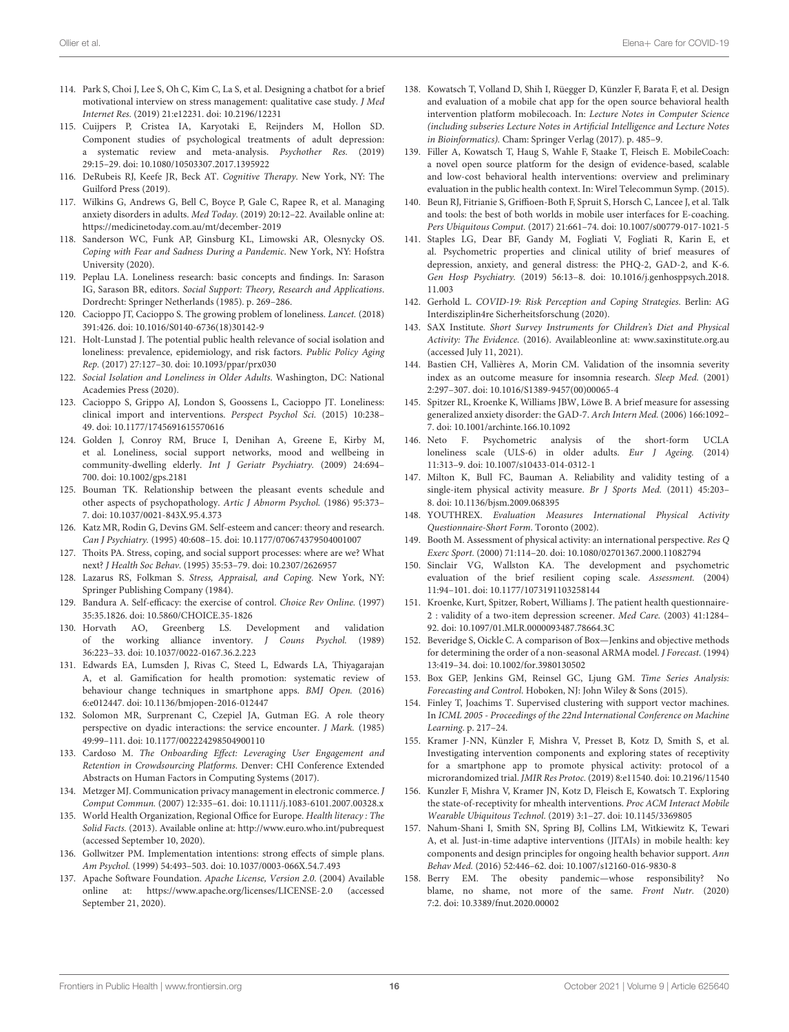114. Park S, Choi J, Lee S, Oh C, Kim C, La S, et al. Designing a chatbot for a brief motivational interview on stress management: qualitative case study. *J Med Internet Res.* (2019) 21:e12231. doi: 10.2196/12231
115. Cuijpers P, Cristea IA, Karyotaki E, Reijnders M, Hollon SD. Component studies of psychological treatments of adult depression: a systematic review and meta-analysis. *Psychother Res.* (2019) 29:15–29. doi: 10.1080/10503307.2017.1395922
116. DeRubeis RJ, Keefe JR, Beck AT. *Cognitive Therapy*. New York, NY: The Guilford Press (2019).
117. Wilkins G, Andrews G, Bell C, Boyce P, Gale C, Rapee R, et al. Managing anxiety disorders in adults. *Med Today.* (2019) 20:12–22. Available online at: https://medicinetoday.com.au/mt/december-2019
118. Sanderson WC, Funk AP, Ginsburg KL, Limowski AR, Olesnycky OS. *Coping with Fear and Sadness During a Pandemic*. New York, NY: Hofstra University (2020).
119. Peplau LA. Loneliness research: basic concepts and findings. In: Sarason IG, Sarason BR, editors. *Social Support: Theory, Research and Applications*. Dordrecht: Springer Netherlands (1985). p. 269–286.
120. Cacioppo JT, Cacioppo S. The growing problem of loneliness. *Lancet.* (2018) 391:426. doi: 10.1016/S0140-6736(18)30142-9
121. Holt-Lunstad J. The potential public health relevance of social isolation and loneliness: prevalence, epidemiology, and risk factors. *Public Policy Aging Rep.* (2017) 27:127–30. doi: 10.1093/ppar/prx030
122. *Social Isolation and Loneliness in Older Adults*. Washington, DC: National Academies Press (2020).
123. Cacioppo S, Grippo AJ, London S, Goossens L, Cacioppo JT. Loneliness: clinical import and interventions. *Perspect Psychol Sci.* (2015) 10:238–49. doi: 10.1177/1745691615570616
124. Golden J, Conroy RM, Bruce I, Denihan A, Greene E, Kirby M, et al. Loneliness, social support networks, mood and wellbeing in community-dwelling elderly. *Int J Geriatr Psychiatry.* (2009) 24:694–700. doi: 10.1002/gps.2181
125. Bouman TK. Relationship between the pleasant events schedule and other aspects of psychopathology. *Artic J Abnorm Psychol.* (1986) 95:373–7. doi: 10.1037/0021-843X.95.4.373
126. Katz MR, Rodin G, Devins GM. Self-esteem and cancer: theory and research. *Can J Psychiatry.* (1995) 40:608–15. doi: 10.1177/070674379504001007
127. Thoits PA. Stress, coping, and social support processes: where are we? What next? *J Health Soc Behav.* (1995) 35:53–79. doi: 10.2307/2626957
128. Lazarus RS, Folkman S. *Stress, Appraisal, and Coping*. New York, NY: Springer Publishing Company (1984).
129. Bandura A. Self-efficacy: the exercise of control. *Choice Rev Online.* (1997) 35:35.1826. doi: 10.5860/CHOICE.35-1826
130. Horvath AO, Greenberg LS. Development and validation of the working alliance inventory. *J Couns Psychol.* (1989) 36:223–33. doi: 10.1037/0022-0167.36.2.223
131. Edwards EA, Lumsden J, Rivas C, Steed L, Edwards LA, Thiyagarajan A, et al. Gamification for health promotion: systematic review of behaviour change techniques in smartphone apps. *BMJ Open.* (2016) 6:e012447. doi: 10.1136/bmjopen-2016-012447
132. Solomon MR, Surprenant C, Czepiel JA, Gutman EG. A role theory perspective on dyadic interactions: the service encounter. *J Mark.* (1985) 49:99–111. doi: 10.1177/002224298504900110
133. Cardoso M. *The Onboarding Effect: Leveraging User Engagement and Retention in Crowdsourcing Platforms*. Denver: CHI Conference Extended Abstracts on Human Factors in Computing Systems (2017).
134. Metzger MJ. Communication privacy management in electronic commerce. *J Comput Commun.* (2007) 12:335–61. doi: 10.1111/j.1083-6101.2007.00328.x
135. World Health Organization, Regional Office for Europe. *Health literacy : The Solid Facts.* (2013). Available online at: http://www.euro.who.int/pubrequest (accessed September 10, 2020).
136. Gollwitzer PM. Implementation intentions: strong effects of simple plans. *Am Psychol.* (1999) 54:493–503. doi: 10.1037/0003-066X.54.7.493
137. Apache Software Foundation. *Apache License, Version 2.0*. (2004) Available online at: https://www.apache.org/licenses/LICENSE-2.0 (accessed September 21, 2020).
138. Kowatsch T, Volland D, Shih I, Rüegger D, Künzler F, Barata F, et al. Design and evaluation of a mobile chat app for the open source behavioral health intervention platform mobilecoach. In: *Lecture Notes in Computer Science (including subseries Lecture Notes in Artificial Intelligence and Lecture Notes in Bioinformatics)*. Cham: Springer Verlag (2017). p. 485–9.
139. Filler A, Kowatsch T, Haug S, Wahle F, Staake T, Fleisch E. MobileCoach: a novel open source platform for the design of evidence-based, scalable and low-cost behavioral health interventions: overview and preliminary evaluation in the public health context. In: Wirel Telecommun Symp. (2015).
140. Beun RJ, Fitrianie S, Griffioen-Both F, Spruit S, Horsch C, Lancee J, et al. Talk and tools: the best of both worlds in mobile user interfaces for E-coaching. *Pers Ubiquitous Comput.* (2017) 21:661–74. doi: 10.1007/s00779-017-1021-5
141. Staples LG, Dear BF, Gandy M, Fogliati V, Fogliati R, Karin E, et al. Psychometric properties and clinical utility of brief measures of depression, anxiety, and general distress: the PHQ-2, GAD-2, and K-6. *Gen Hosp Psychiatry.* (2019) 56:13–8. doi: 10.1016/j.genhosppsych.2018.11.003
142. Gerhold L. *COVID-19: Risk Perception and Coping Strategies*. Berlin: AG Interdisziplin4re Sicherheitsforschung (2020).
143. SAX Institute. *Short Survey Instruments for Children's Diet and Physical Activity: The Evidence*. (2016). Availableonline at: www.saxinstitute.org.au (accessed July 11, 2021).
144. Bastien CH, Vallières A, Morin CM. Validation of the insomnia severity index as an outcome measure for insomnia research. *Sleep Med.* (2001) 2:297–307. doi: 10.1016/S1389-9457(00)00065-4
145. Spitzer RL, Kroenke K, Williams JBW, Löwe B. A brief measure for assessing generalized anxiety disorder: the GAD-7. *Arch Intern Med.* (2006) 166:1092–7. doi: 10.1001/archinte.166.10.1092
146. Neto F. Psychometric analysis of the short-form UCLA loneliness scale (ULS-6) in older adults. *Eur J Ageing.* (2014) 11:313–9. doi: 10.1007/s10433-014-0312-1
147. Milton K, Bull FC, Bauman A. Reliability and validity testing of a single-item physical activity measure. *Br J Sports Med.* (2011) 45:203–8. doi: 10.1136/bjsm.2009.068395
148. YOUTHREX. *Evaluation Measures International Physical Activity Questionnaire-Short Form*. Toronto (2002).
149. Booth M. Assessment of physical activity: an international perspective. *Res Q Exerc Sport.* (2000) 71:114–20. doi: 10.1080/02701367.2000.11082794
150. Sinclair VG, Wallston KA. The development and psychometric evaluation of the brief resilient coping scale. *Assessment.* (2004) 11:94–101. doi: 10.1177/1073191103258144
151. Kroenke, Kurt, Spitzer, Robert, Williams J. The patient health questionnaire-2 : validity of a two-item depression screener. *Med Care.* (2003) 41:1284–92. doi: 10.1097/01.MLR.0000093487.78664.3C
152. Beveridge S, Oickle C. A comparison of Box—Jenkins and objective methods for determining the order of a non-seasonal ARMA model. *J Forecast.* (1994) 13:419–34. doi: 10.1002/for.3980130502
153. Box GEP, Jenkins GM, Reinsel GC, Ljung GM. *Time Series Analysis: Forecasting and Control*. Hoboken, NJ: John Wiley & Sons (2015).
154. Finley T, Joachims T. Supervised clustering with support vector machines. In *ICML 2005 - Proceedings of the 22nd International Conference on Machine Learning*. p. 217–24.
155. Kramer J-NN, Künzler F, Mishra V, Presset B, Kotz D, Smith S, et al. Investigating intervention components and exploring states of receptivity for a smartphone app to promote physical activity: protocol of a microrandomized trial. *JMIR Res Protoc.* (2019) 8:e11540. doi: 10.2196/11540
156. Kunzler F, Mishra V, Kramer JN, Kotz D, Fleisch E, Kowatsch T. Exploring the state-of-receptivity for mhealth interventions. *Proc ACM Interact Mobile Wearable Ubiquitous Technol.* (2019) 3:1–27. doi: 10.1145/3369805
157. Nahum-Shani I, Smith SN, Spring BJ, Collins LM, Witkiewitz K, Tewari A, et al. Just-in-time adaptive interventions (JITAIs) in mobile health: key components and design principles for ongoing health behavior support. *Ann Behav Med.* (2016) 52:446–62. doi: 10.1007/s12160-016-9830-8
158. Berry EM. The obesity pandemic—whose responsibility? No blame, no shame, not more of the same. *Front Nutr.* (2020) 7:2. doi: 10.3389/fnut.2020.00002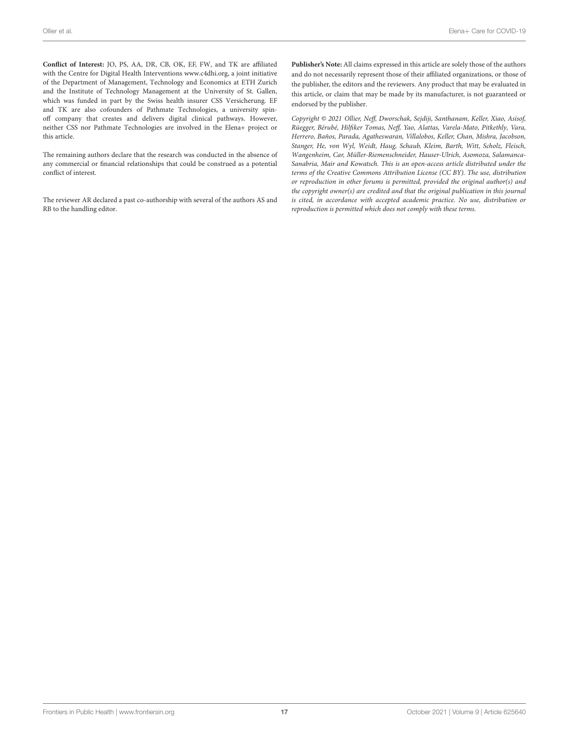**Conflict of Interest:** JO, PS, AA, DR, CB, OK, EF, FW, and TK are affiliated with the Centre for Digital Health Interventions www.c4dhi.org, a joint initiative of the Department of Management, Technology and Economics at ETH Zurich and the Institute of Technology Management at the University of St. Gallen, which was funded in part by the Swiss health insurer CSS Versicherung. EF and TK are also cofounders of Pathmate Technologies, a university spin-off company that creates and delivers digital clinical pathways. However, neither CSS nor Pathmate Technologies are involved in the Elena+ project or this article.

The remaining authors declare that the research was conducted in the absence of any commercial or financial relationships that could be construed as a potential conflict of interest.

The reviewer AR declared a past co-authorship with several of the authors AS and RB to the handling editor.

**Publisher's Note:** All claims expressed in this article are solely those of the authors and do not necessarily represent those of their affiliated organizations, or those of the publisher, the editors and the reviewers. Any product that may be evaluated in this article, or claim that may be made by its manufacturer, is not guaranteed or endorsed by the publisher.

*Copyright © 2021 Ollier, Neff, Dworschak, Sejdiji, Santhanam, Keller, Xiao, Asisof, Rüegger, Bérubé, Hilfiker Tomas, Neff, Yao, Alattas, Varela-Mato, Pitkethly, Vara, Herrero, Baños, Parada, Agatheswaran, Villalobos, Keller, Chan, Mishra, Jacobson, Stanger, He, von Wyl, Weidt, Haug, Schaub, Kleim, Barth, Witt, Scholz, Fleisch, Wangenheim, Car, Müller-Riemenschneider, Hauser-Ulrich, Asomoza, Salamanca-Sanabria, Mair and Kowatsch. This is an open-access article distributed under the terms of the Creative Commons Attribution License (CC BY). The use, distribution or reproduction in other forums is permitted, provided the original author(s) and the copyright owner(s) are credited and that the original publication in this journal is cited, in accordance with accepted academic practice. No use, distribution or reproduction is permitted which does not comply with these terms.*